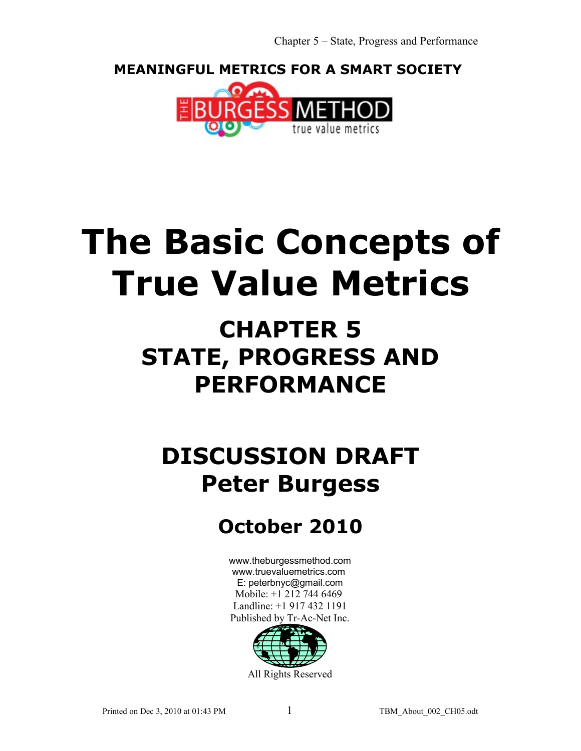**MEANINGFUL METRICS FOR A SMART SOCIETY**

THE BURGESS METHOD
true value metrics

# The Basic Concepts of True Value Metrics

## CHAPTER 5
## STATE, PROGRESS AND PERFORMANCE

## DISCUSSION DRAFT
## Peter Burgess

### October 2010

www.theburgessmethod.com
www.truevaluemetrics.com
E: peterbnyc@gmail.com
Mobile: +1 212 744 6469
Landline: +1 917 432 1191
Published by Tr-Ac-Net Inc.

All Rights Reserved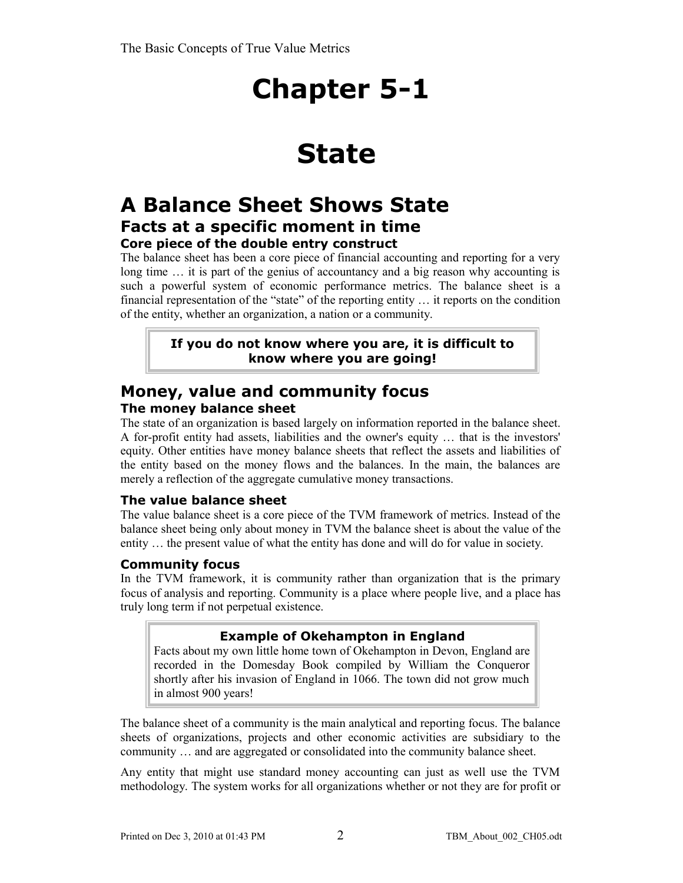# Chapter 5-1

# State

## A Balance Sheet Shows State

### Facts at a specific moment in time

#### Core piece of the double entry construct

The balance sheet has been a core piece of financial accounting and reporting for a very long time … it is part of the genius of accountancy and a big reason why accounting is such a powerful system of economic performance metrics. The balance sheet is a financial representation of the "state" of the reporting entity … it reports on the condition of the entity, whether an organization, a nation or a community.

> **If you do not know where you are, it is difficult to know where you are going!**

### Money, value and community focus

#### The money balance sheet

The state of an organization is based largely on information reported in the balance sheet. A for-profit entity had assets, liabilities and the owner's equity … that is the investors' equity. Other entities have money balance sheets that reflect the assets and liabilities of the entity based on the money flows and the balances. In the main, the balances are merely a reflection of the aggregate cumulative money transactions.

#### The value balance sheet

The value balance sheet is a core piece of the TVM framework of metrics. Instead of the balance sheet being only about money in TVM the balance sheet is about the value of the entity … the present value of what the entity has done and will do for value in society.

#### Community focus

In the TVM framework, it is community rather than organization that is the primary focus of analysis and reporting. Community is a place where people live, and a place has truly long term if not perpetual existence.

> **Example of Okehampton in England**
>
> Facts about my own little home town of Okehampton in Devon, England are recorded in the Domesday Book compiled by William the Conqueror shortly after his invasion of England in 1066. The town did not grow much in almost 900 years!

The balance sheet of a community is the main analytical and reporting focus. The balance sheets of organizations, projects and other economic activities are subsidiary to the community … and are aggregated or consolidated into the community balance sheet.

Any entity that might use standard money accounting can just as well use the TVM methodology. The system works for all organizations whether or not they are for profit or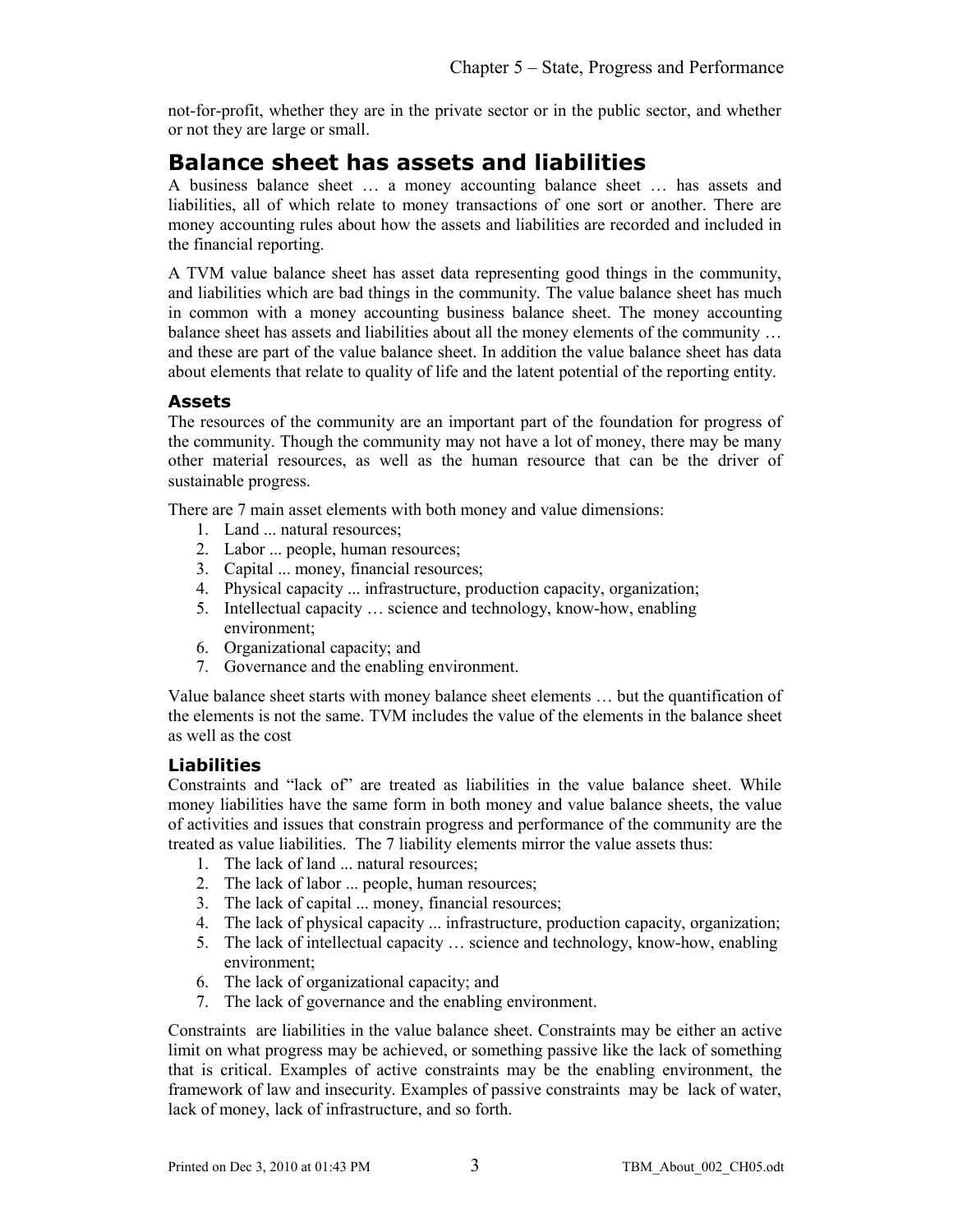not-for-profit, whether they are in the private sector or in the public sector, and whether or not they are large or small.

## Balance sheet has assets and liabilities

A business balance sheet … a money accounting balance sheet … has assets and liabilities, all of which relate to money transactions of one sort or another. There are money accounting rules about how the assets and liabilities are recorded and included in the financial reporting.

A TVM value balance sheet has asset data representing good things in the community, and liabilities which are bad things in the community. The value balance sheet has much in common with a money accounting business balance sheet. The money accounting balance sheet has assets and liabilities about all the money elements of the community … and these are part of the value balance sheet. In addition the value balance sheet has data about elements that relate to quality of life and the latent potential of the reporting entity.

### Assets

The resources of the community are an important part of the foundation for progress of the community. Though the community may not have a lot of money, there may be many other material resources, as well as the human resource that can be the driver of sustainable progress.

There are 7 main asset elements with both money and value dimensions:

1. Land ... natural resources;
2. Labor ... people, human resources;
3. Capital ... money, financial resources;
4. Physical capacity ... infrastructure, production capacity, organization;
5. Intellectual capacity … science and technology, know-how, enabling environment;
6. Organizational capacity; and
7. Governance and the enabling environment.

Value balance sheet starts with money balance sheet elements … but the quantification of the elements is not the same. TVM includes the value of the elements in the balance sheet as well as the cost

### Liabilities

Constraints and “lack of” are treated as liabilities in the value balance sheet. While money liabilities have the same form in both money and value balance sheets, the value of activities and issues that constrain progress and performance of the community are the treated as value liabilities. The 7 liability elements mirror the value assets thus:

1. The lack of land ... natural resources;
2. The lack of labor ... people, human resources;
3. The lack of capital ... money, financial resources;
4. The lack of physical capacity ... infrastructure, production capacity, organization;
5. The lack of intellectual capacity … science and technology, know-how, enabling environment;
6. The lack of organizational capacity; and
7. The lack of governance and the enabling environment.

Constraints are liabilities in the value balance sheet. Constraints may be either an active limit on what progress may be achieved, or something passive like the lack of something that is critical. Examples of active constraints may be the enabling environment, the framework of law and insecurity. Examples of passive constraints may be lack of water, lack of money, lack of infrastructure, and so forth.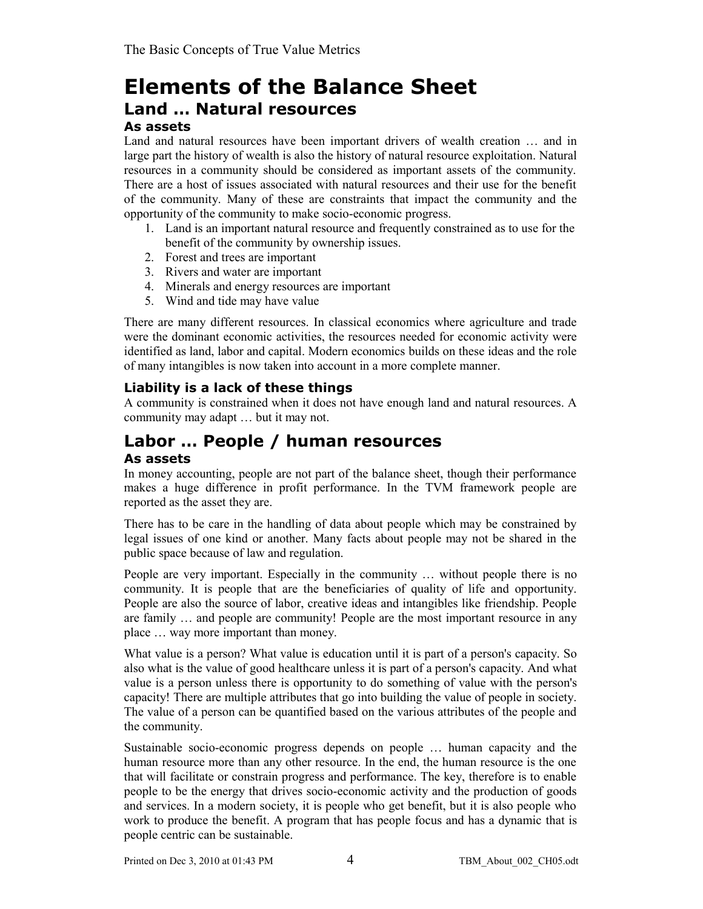# Elements of the Balance Sheet

## Land … Natural resources

### As assets

Land and natural resources have been important drivers of wealth creation … and in large part the history of wealth is also the history of natural resource exploitation. Natural resources in a community should be considered as important assets of the community. There are a host of issues associated with natural resources and their use for the benefit of the community. Many of these are constraints that impact the community and the opportunity of the community to make socio-economic progress.

1. Land is an important natural resource and frequently constrained as to use for the benefit of the community by ownership issues.
2. Forest and trees are important
3. Rivers and water are important
4. Minerals and energy resources are important
5. Wind and tide may have value

There are many different resources. In classical economics where agriculture and trade were the dominant economic activities, the resources needed for economic activity were identified as land, labor and capital. Modern economics builds on these ideas and the role of many intangibles is now taken into account in a more complete manner.

### Liability is a lack of these things

A community is constrained when it does not have enough land and natural resources. A community may adapt … but it may not.

## Labor … People / human resources

### As assets

In money accounting, people are not part of the balance sheet, though their performance makes a huge difference in profit performance. In the TVM framework people are reported as the asset they are.

There has to be care in the handling of data about people which may be constrained by legal issues of one kind or another. Many facts about people may not be shared in the public space because of law and regulation.

People are very important. Especially in the community … without people there is no community. It is people that are the beneficiaries of quality of life and opportunity. People are also the source of labor, creative ideas and intangibles like friendship. People are family … and people are community! People are the most important resource in any place … way more important than money.

What value is a person? What value is education until it is part of a person's capacity. So also what is the value of good healthcare unless it is part of a person's capacity. And what value is a person unless there is opportunity to do something of value with the person's capacity! There are multiple attributes that go into building the value of people in society. The value of a person can be quantified based on the various attributes of the people and the community.

Sustainable socio-economic progress depends on people … human capacity and the human resource more than any other resource. In the end, the human resource is the one that will facilitate or constrain progress and performance. The key, therefore is to enable people to be the energy that drives socio-economic activity and the production of goods and services. In a modern society, it is people who get benefit, but it is also people who work to produce the benefit. A program that has people focus and has a dynamic that is people centric can be sustainable.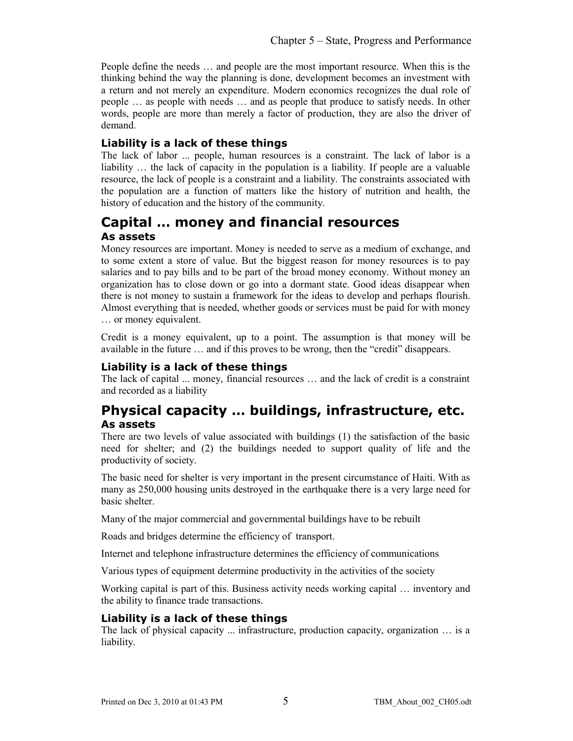People define the needs … and people are the most important resource. When this is the thinking behind the way the planning is done, development becomes an investment with a return and not merely an expenditure. Modern economics recognizes the dual role of people … as people with needs … and as people that produce to satisfy needs. In other words, people are more than merely a factor of production, they are also the driver of demand.

### Liability is a lack of these things

The lack of labor ... people, human resources is a constraint. The lack of labor is a liability … the lack of capacity in the population is a liability. If people are a valuable resource, the lack of people is a constraint and a liability. The constraints associated with the population are a function of matters like the history of nutrition and health, the history of education and the history of the community.

## Capital … money and financial resources

### As assets

Money resources are important. Money is needed to serve as a medium of exchange, and to some extent a store of value. But the biggest reason for money resources is to pay salaries and to pay bills and to be part of the broad money economy. Without money an organization has to close down or go into a dormant state. Good ideas disappear when there is not money to sustain a framework for the ideas to develop and perhaps flourish. Almost everything that is needed, whether goods or services must be paid for with money … or money equivalent.

Credit is a money equivalent, up to a point. The assumption is that money will be available in the future … and if this proves to be wrong, then the "credit" disappears.

### Liability is a lack of these things

The lack of capital ... money, financial resources … and the lack of credit is a constraint and recorded as a liability

## Physical capacity … buildings, infrastructure, etc.

### As assets

There are two levels of value associated with buildings (1) the satisfaction of the basic need for shelter; and (2) the buildings needed to support quality of life and the productivity of society.

The basic need for shelter is very important in the present circumstance of Haiti. With as many as 250,000 housing units destroyed in the earthquake there is a very large need for basic shelter.

Many of the major commercial and governmental buildings have to be rebuilt

Roads and bridges determine the efficiency of transport.

Internet and telephone infrastructure determines the efficiency of communications

Various types of equipment determine productivity in the activities of the society

Working capital is part of this. Business activity needs working capital … inventory and the ability to finance trade transactions.

### Liability is a lack of these things

The lack of physical capacity ... infrastructure, production capacity, organization … is a liability.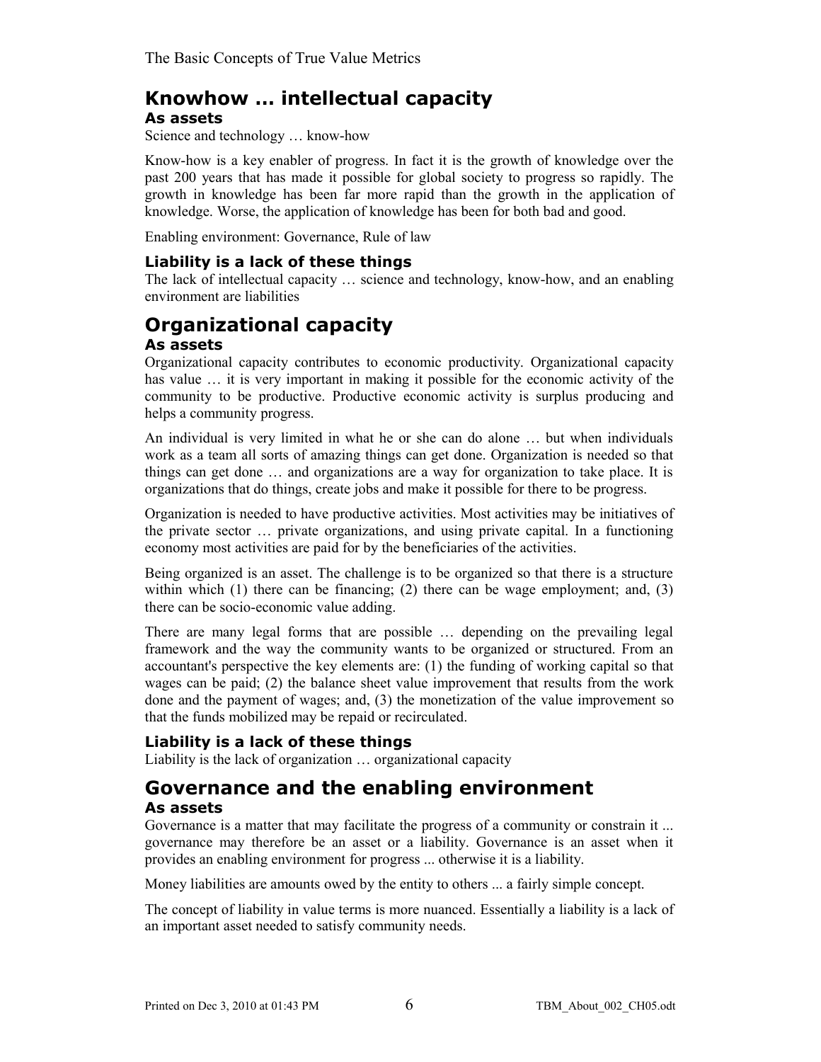## Knowhow … intellectual capacity

### As assets

Science and technology … know-how

Know-how is a key enabler of progress. In fact it is the growth of knowledge over the past 200 years that has made it possible for global society to progress so rapidly. The growth in knowledge has been far more rapid than the growth in the application of knowledge. Worse, the application of knowledge has been for both bad and good.

Enabling environment: Governance, Rule of law

### Liability is a lack of these things

The lack of intellectual capacity … science and technology, know-how, and an enabling environment are liabilities

## Organizational capacity

### As assets

Organizational capacity contributes to economic productivity. Organizational capacity has value … it is very important in making it possible for the economic activity of the community to be productive. Productive economic activity is surplus producing and helps a community progress.

An individual is very limited in what he or she can do alone … but when individuals work as a team all sorts of amazing things can get done. Organization is needed so that things can get done … and organizations are a way for organization to take place. It is organizations that do things, create jobs and make it possible for there to be progress.

Organization is needed to have productive activities. Most activities may be initiatives of the private sector … private organizations, and using private capital. In a functioning economy most activities are paid for by the beneficiaries of the activities.

Being organized is an asset. The challenge is to be organized so that there is a structure within which (1) there can be financing; (2) there can be wage employment; and, (3) there can be socio-economic value adding.

There are many legal forms that are possible … depending on the prevailing legal framework and the way the community wants to be organized or structured. From an accountant's perspective the key elements are: (1) the funding of working capital so that wages can be paid; (2) the balance sheet value improvement that results from the work done and the payment of wages; and, (3) the monetization of the value improvement so that the funds mobilized may be repaid or recirculated.

### Liability is a lack of these things

Liability is the lack of organization … organizational capacity

## Governance and the enabling environment

### As assets

Governance is a matter that may facilitate the progress of a community or constrain it ... governance may therefore be an asset or a liability. Governance is an asset when it provides an enabling environment for progress ... otherwise it is a liability.

Money liabilities are amounts owed by the entity to others ... a fairly simple concept.

The concept of liability in value terms is more nuanced. Essentially a liability is a lack of an important asset needed to satisfy community needs.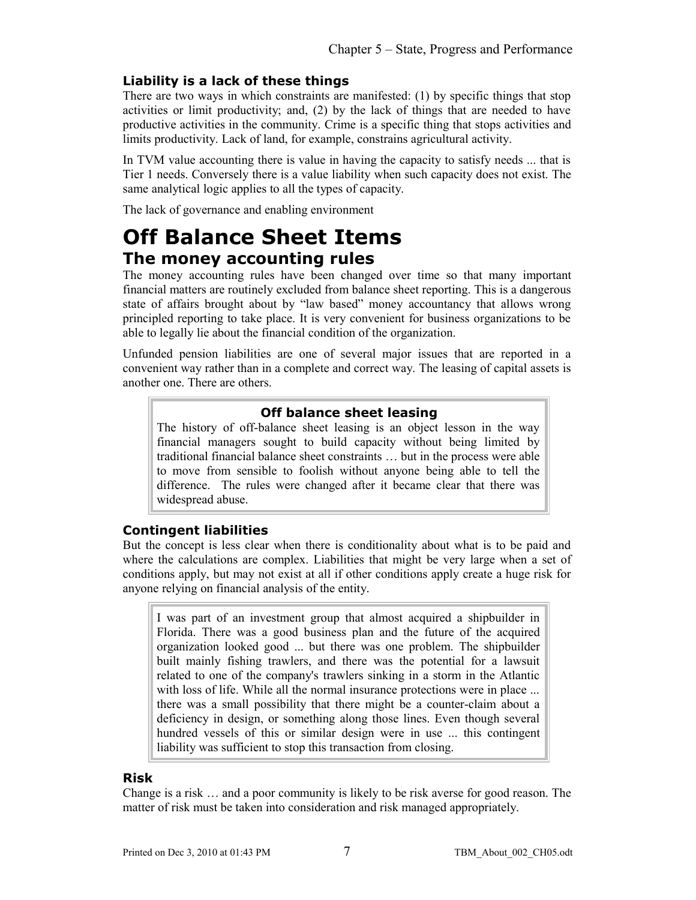### Liability is a lack of these things

There are two ways in which constraints are manifested: (1) by specific things that stop activities or limit productivity; and, (2) by the lack of things that are needed to have productive activities in the community. Crime is a specific thing that stops activities and limits productivity. Lack of land, for example, constrains agricultural activity.

In TVM value accounting there is value in having the capacity to satisfy needs ... that is Tier 1 needs. Conversely there is a value liability when such capacity does not exist. The same analytical logic applies to all the types of capacity.

The lack of governance and enabling environment

# Off Balance Sheet Items

## The money accounting rules

The money accounting rules have been changed over time so that many important financial matters are routinely excluded from balance sheet reporting. This is a dangerous state of affairs brought about by "law based" money accountancy that allows wrong principled reporting to take place. It is very convenient for business organizations to be able to legally lie about the financial condition of the organization.

Unfunded pension liabilities are one of several major issues that are reported in a convenient way rather than in a complete and correct way. The leasing of capital assets is another one. There are others.

> **Off balance sheet leasing**
>
> The history of off-balance sheet leasing is an object lesson in the way financial managers sought to build capacity without being limited by traditional financial balance sheet constraints … but in the process were able to move from sensible to foolish without anyone being able to tell the difference. The rules were changed after it became clear that there was widespread abuse.

### Contingent liabilities

But the concept is less clear when there is conditionality about what is to be paid and where the calculations are complex. Liabilities that might be very large when a set of conditions apply, but may not exist at all if other conditions apply create a huge risk for anyone relying on financial analysis of the entity.

> I was part of an investment group that almost acquired a shipbuilder in Florida. There was a good business plan and the future of the acquired organization looked good ... but there was one problem. The shipbuilder built mainly fishing trawlers, and there was the potential for a lawsuit related to one of the company's trawlers sinking in a storm in the Atlantic with loss of life. While all the normal insurance protections were in place ... there was a small possibility that there might be a counter-claim about a deficiency in design, or something along those lines. Even though several hundred vessels of this or similar design were in use ... this contingent liability was sufficient to stop this transaction from closing.

### Risk

Change is a risk … and a poor community is likely to be risk averse for good reason. The matter of risk must be taken into consideration and risk managed appropriately.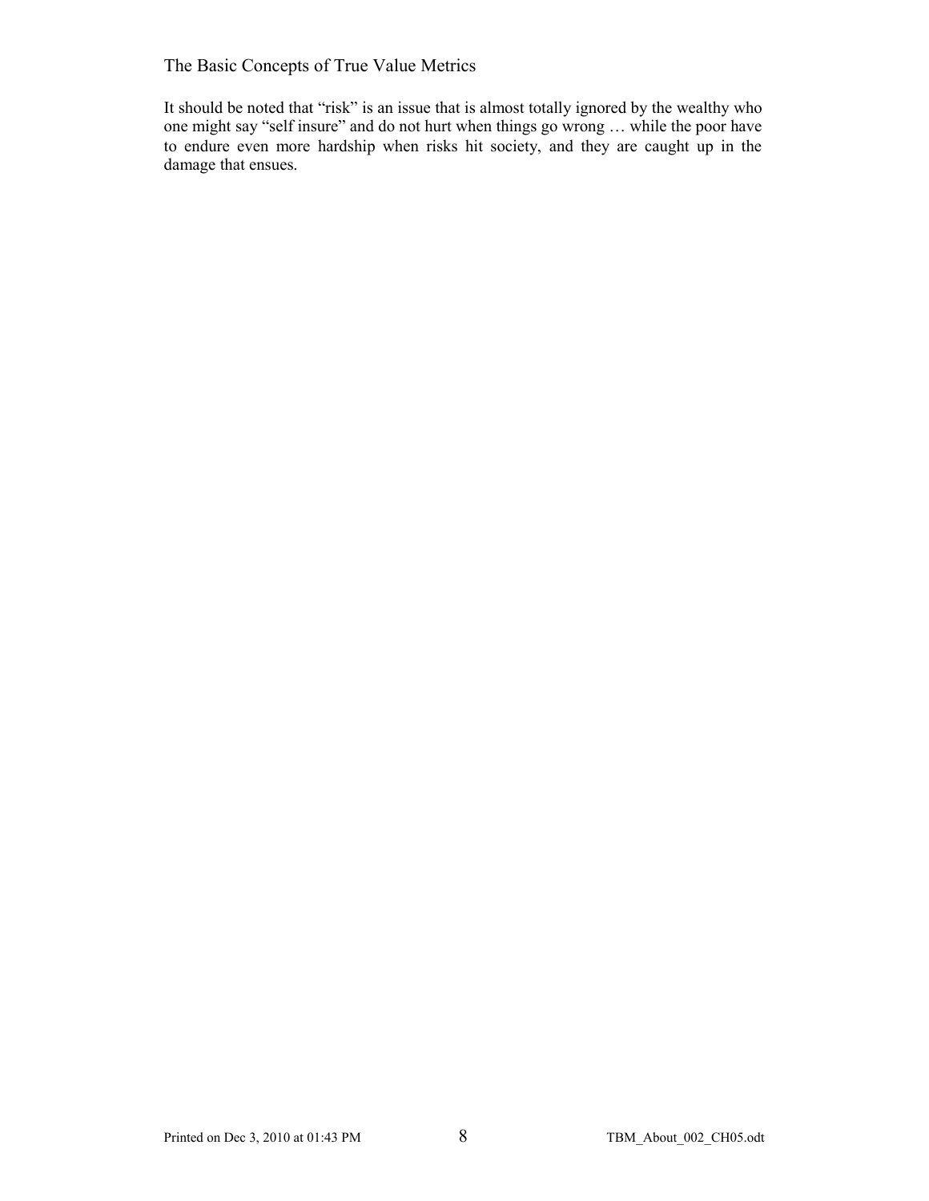It should be noted that "risk" is an issue that is almost totally ignored by the wealthy who one might say "self insure" and do not hurt when things go wrong … while the poor have to endure even more hardship when risks hit society, and they are caught up in the damage that ensues.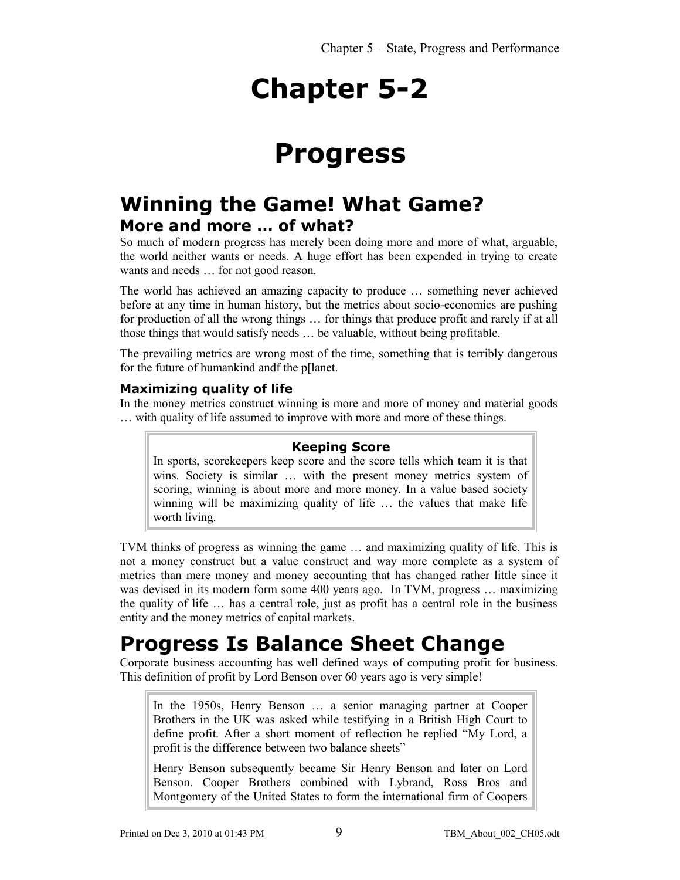# Chapter 5-2

# Progress

## Winning the Game! What Game?

### More and more … of what?

So much of modern progress has merely been doing more and more of what, arguable, the world neither wants or needs. A huge effort has been expended in trying to create wants and needs … for not good reason.

The world has achieved an amazing capacity to produce … something never achieved before at any time in human history, but the metrics about socio-economics are pushing for production of all the wrong things … for things that produce profit and rarely if at all those things that would satisfy needs … be valuable, without being profitable.

The prevailing metrics are wrong most of the time, something that is terribly dangerous for the future of humankind andf the p[lanet.

#### Maximizing quality of life

In the money metrics construct winning is more and more of money and material goods … with quality of life assumed to improve with more and more of these things.

> **Keeping Score**
>
> In sports, scorekeepers keep score and the score tells which team it is that wins. Society is similar … with the present money metrics system of scoring, winning is about more and more money. In a value based society winning will be maximizing quality of life … the values that make life worth living.

TVM thinks of progress as winning the game … and maximizing quality of life. This is not a money construct but a value construct and way more complete as a system of metrics than mere money and money accounting that has changed rather little since it was devised in its modern form some 400 years ago. In TVM, progress … maximizing the quality of life … has a central role, just as profit has a central role in the business entity and the money metrics of capital markets.

## Progress Is Balance Sheet Change

Corporate business accounting has well defined ways of computing profit for business. This definition of profit by Lord Benson over 60 years ago is very simple!

> In the 1950s, Henry Benson … a senior managing partner at Cooper Brothers in the UK was asked while testifying in a British High Court to define profit. After a short moment of reflection he replied "My Lord, a profit is the difference between two balance sheets"
>
> Henry Benson subsequently became Sir Henry Benson and later on Lord Benson. Cooper Brothers combined with Lybrand, Ross Bros and Montgomery of the United States to form the international firm of Coopers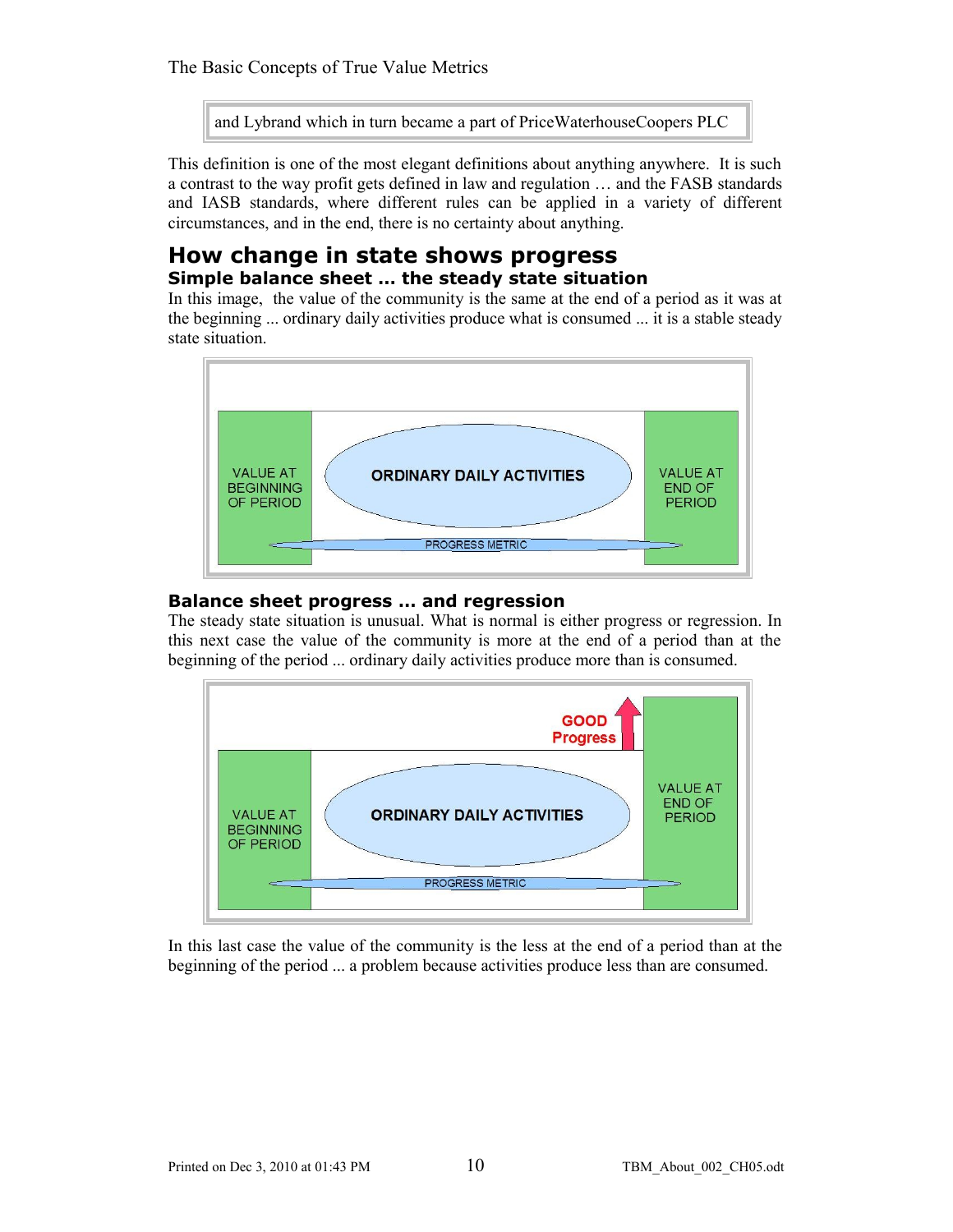and Lybrand which in turn became a part of PriceWaterhouseCoopers PLC

This definition is one of the most elegant definitions about anything anywhere. It is such a contrast to the way profit gets defined in law and regulation … and the FASB standards and IASB standards, where different rules can be applied in a variety of different circumstances, and in the end, there is no certainty about anything.

## How change in state shows progress

### Simple balance sheet ... the steady state situation

In this image, the value of the community is the same at the end of a period as it was at the beginning ... ordinary daily activities produce what is consumed ... it is a stable steady state situation.

VALUE AT BEGINNING OF PERIOD | ORDINARY DAILY ACTIVITIES | VALUE AT END OF PERIOD | PROGRESS METRIC

### Balance sheet progress ... and regression

The steady state situation is unusual. What is normal is either progress or regression. In this next case the value of the community is more at the end of a period than at the beginning of the period ... ordinary daily activities produce more than is consumed.

GOOD Progress | VALUE AT BEGINNING OF PERIOD | ORDINARY DAILY ACTIVITIES | VALUE AT END OF PERIOD | PROGRESS METRIC

In this last case the value of the community is the less at the end of a period than at the beginning of the period ... a problem because activities produce less than are consumed.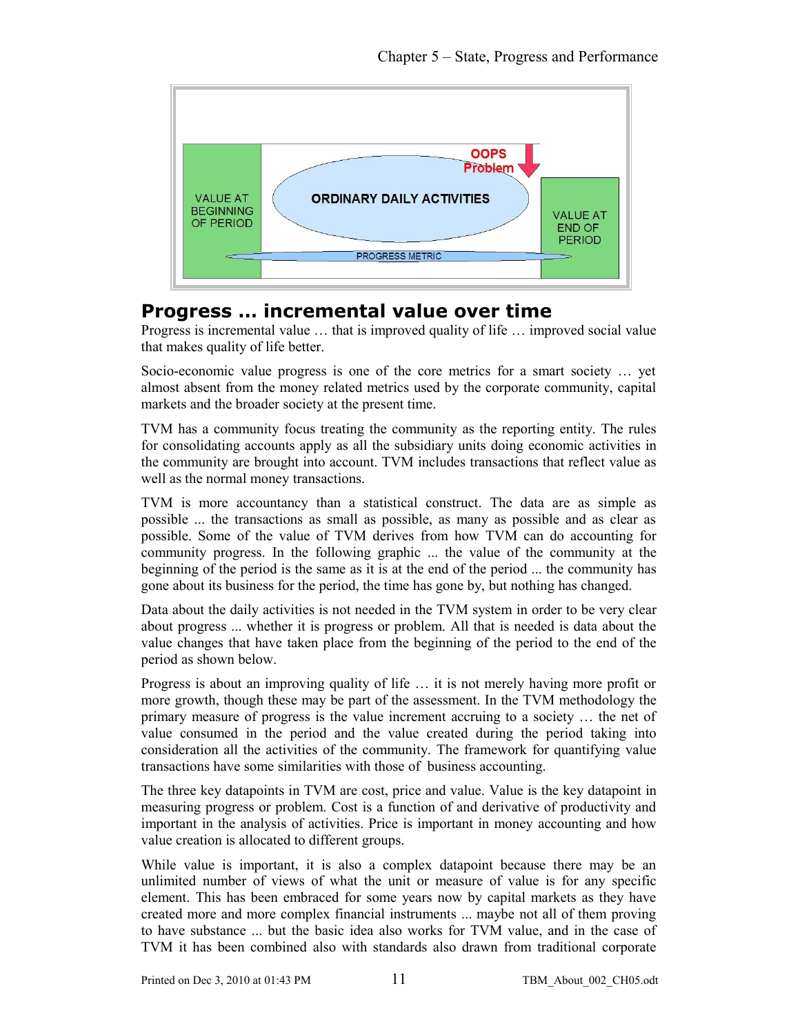## Progress … incremental value over time

Progress is incremental value … that is improved quality of life … improved social value that makes quality of life better.

Socio-economic value progress is one of the core metrics for a smart society … yet almost absent from the money related metrics used by the corporate community, capital markets and the broader society at the present time.

TVM has a community focus treating the community as the reporting entity. The rules for consolidating accounts apply as all the subsidiary units doing economic activities in the community are brought into account. TVM includes transactions that reflect value as well as the normal money transactions.

TVM is more accountancy than a statistical construct. The data are as simple as possible ... the transactions as small as possible, as many as possible and as clear as possible. Some of the value of TVM derives from how TVM can do accounting for community progress. In the following graphic ... the value of the community at the beginning of the period is the same as it is at the end of the period ... the community has gone about its business for the period, the time has gone by, but nothing has changed.

Data about the daily activities is not needed in the TVM system in order to be very clear about progress ... whether it is progress or problem. All that is needed is data about the value changes that have taken place from the beginning of the period to the end of the period as shown below.

Progress is about an improving quality of life … it is not merely having more profit or more growth, though these may be part of the assessment. In the TVM methodology the primary measure of progress is the value increment accruing to a society … the net of value consumed in the period and the value created during the period taking into consideration all the activities of the community. The framework for quantifying value transactions have some similarities with those of business accounting.

The three key datapoints in TVM are cost, price and value. Value is the key datapoint in measuring progress or problem. Cost is a function of and derivative of productivity and important in the analysis of activities. Price is important in money accounting and how value creation is allocated to different groups.

While value is important, it is also a complex datapoint because there may be an unlimited number of views of what the unit or measure of value is for any specific element. This has been embraced for some years now by capital markets as they have created more and more complex financial instruments ... maybe not all of them proving to have substance ... but the basic idea also works for TVM value, and in the case of TVM it has been combined also with standards also drawn from traditional corporate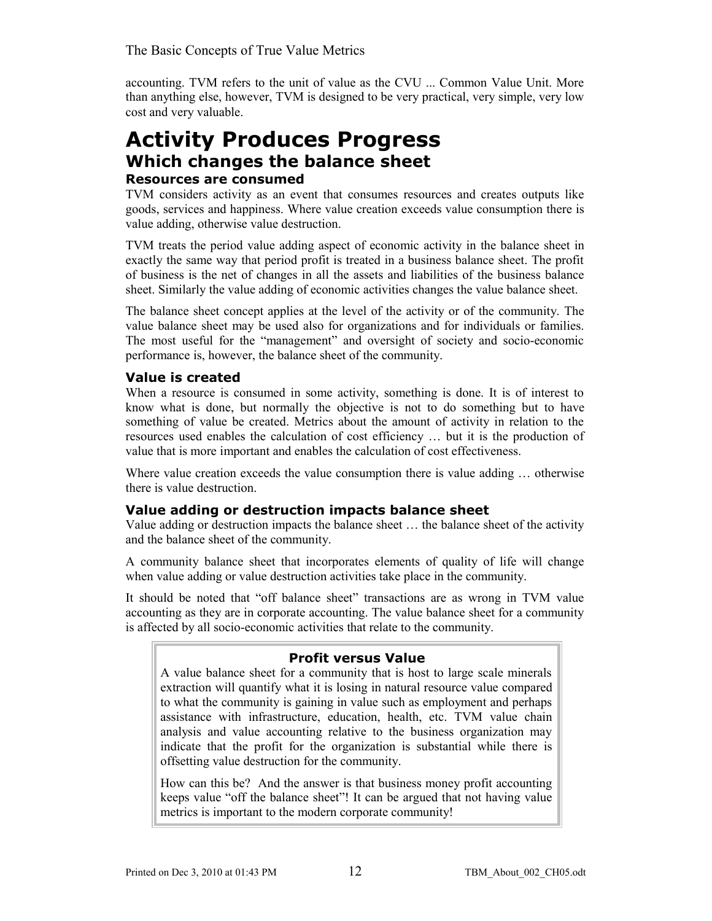accounting. TVM refers to the unit of value as the CVU ... Common Value Unit. More than anything else, however, TVM is designed to be very practical, very simple, very low cost and very valuable.

# Activity Produces Progress

## Which changes the balance sheet

### Resources are consumed

TVM considers activity as an event that consumes resources and creates outputs like goods, services and happiness. Where value creation exceeds value consumption there is value adding, otherwise value destruction.

TVM treats the period value adding aspect of economic activity in the balance sheet in exactly the same way that period profit is treated in a business balance sheet. The profit of business is the net of changes in all the assets and liabilities of the business balance sheet. Similarly the value adding of economic activities changes the value balance sheet.

The balance sheet concept applies at the level of the activity or of the community. The value balance sheet may be used also for organizations and for individuals or families. The most useful for the "management" and oversight of society and socio-economic performance is, however, the balance sheet of the community.

### Value is created

When a resource is consumed in some activity, something is done. It is of interest to know what is done, but normally the objective is not to do something but to have something of value be created. Metrics about the amount of activity in relation to the resources used enables the calculation of cost efficiency … but it is the production of value that is more important and enables the calculation of cost effectiveness.

Where value creation exceeds the value consumption there is value adding … otherwise there is value destruction.

### Value adding or destruction impacts balance sheet

Value adding or destruction impacts the balance sheet … the balance sheet of the activity and the balance sheet of the community.

A community balance sheet that incorporates elements of quality of life will change when value adding or value destruction activities take place in the community.

It should be noted that "off balance sheet" transactions are as wrong in TVM value accounting as they are in corporate accounting. The value balance sheet for a community is affected by all socio-economic activities that relate to the community.

**Profit versus Value**

A value balance sheet for a community that is host to large scale minerals extraction will quantify what it is losing in natural resource value compared to what the community is gaining in value such as employment and perhaps assistance with infrastructure, education, health, etc. TVM value chain analysis and value accounting relative to the business organization may indicate that the profit for the organization is substantial while there is offsetting value destruction for the community.

How can this be? And the answer is that business money profit accounting keeps value "off the balance sheet"! It can be argued that not having value metrics is important to the modern corporate community!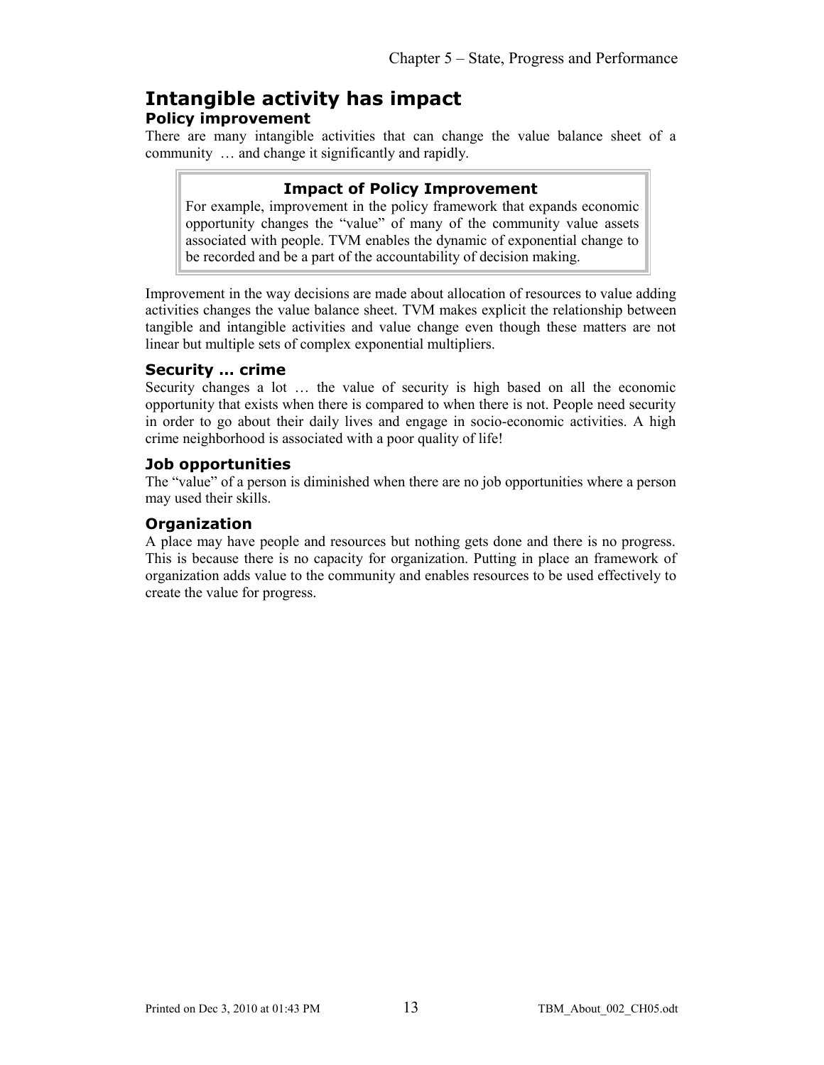# Intangible activity has impact

## Policy improvement

There are many intangible activities that can change the value balance sheet of a community … and change it significantly and rapidly.

> **Impact of Policy Improvement**
>
> For example, improvement in the policy framework that expands economic opportunity changes the "value" of many of the community value assets associated with people. TVM enables the dynamic of exponential change to be recorded and be a part of the accountability of decision making.

Improvement in the way decisions are made about allocation of resources to value adding activities changes the value balance sheet. TVM makes explicit the relationship between tangible and intangible activities and value change even though these matters are not linear but multiple sets of complex exponential multipliers.

### Security … crime

Security changes a lot … the value of security is high based on all the economic opportunity that exists when there is compared to when there is not. People need security in order to go about their daily lives and engage in socio-economic activities. A high crime neighborhood is associated with a poor quality of life!

### Job opportunities

The "value" of a person is diminished when there are no job opportunities where a person may used their skills.

### Organization

A place may have people and resources but nothing gets done and there is no progress. This is because there is no capacity for organization. Putting in place an framework of organization adds value to the community and enables resources to be used effectively to create the value for progress.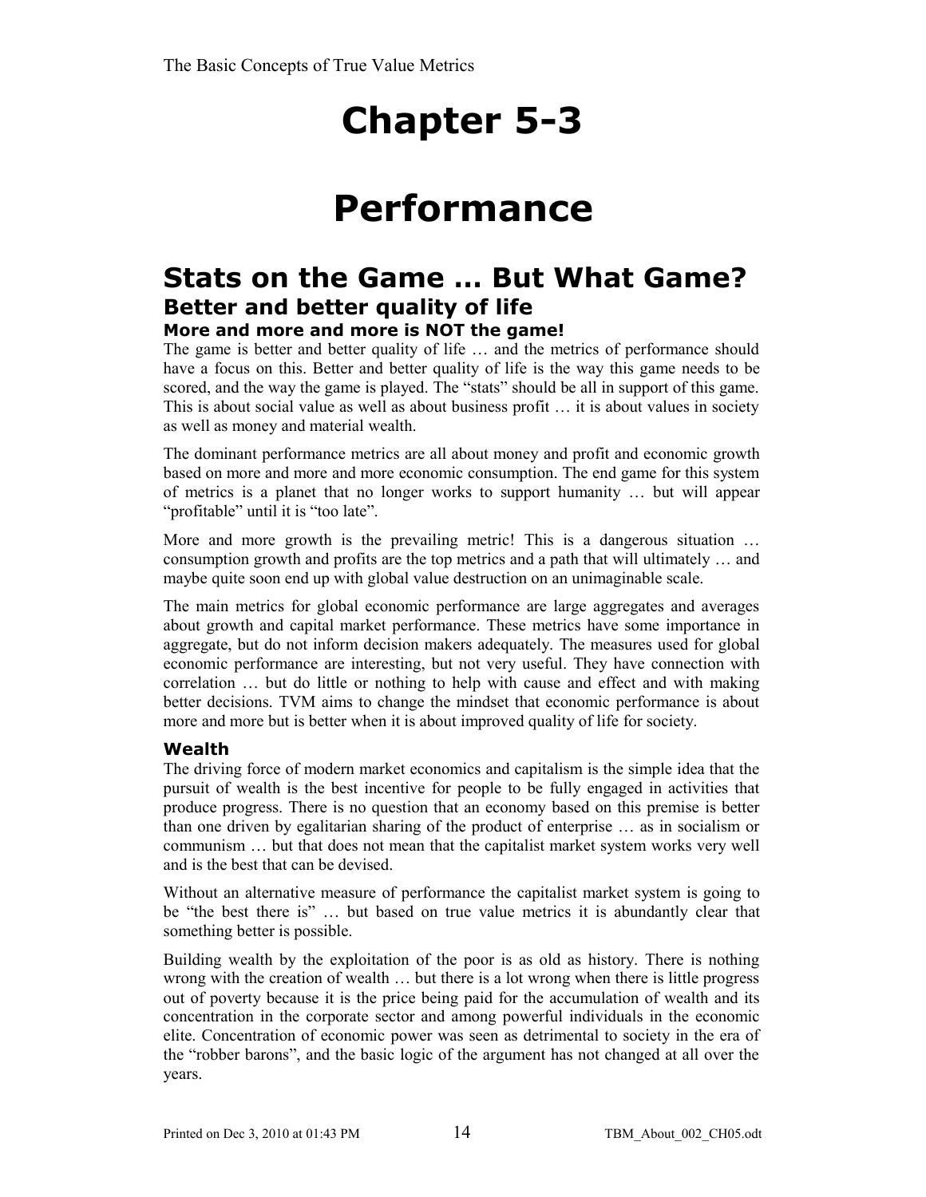# Chapter 5-3

# Performance

## Stats on the Game … But What Game?

### Better and better quality of life

#### More and more and more is NOT the game!

The game is better and better quality of life … and the metrics of performance should have a focus on this. Better and better quality of life is the way this game needs to be scored, and the way the game is played. The "stats" should be all in support of this game. This is about social value as well as about business profit … it is about values in society as well as money and material wealth.

The dominant performance metrics are all about money and profit and economic growth based on more and more and more economic consumption. The end game for this system of metrics is a planet that no longer works to support humanity … but will appear "profitable" until it is "too late".

More and more growth is the prevailing metric! This is a dangerous situation … consumption growth and profits are the top metrics and a path that will ultimately … and maybe quite soon end up with global value destruction on an unimaginable scale.

The main metrics for global economic performance are large aggregates and averages about growth and capital market performance. These metrics have some importance in aggregate, but do not inform decision makers adequately. The measures used for global economic performance are interesting, but not very useful. They have connection with correlation … but do little or nothing to help with cause and effect and with making better decisions. TVM aims to change the mindset that economic performance is about more and more but is better when it is about improved quality of life for society.

### Wealth

The driving force of modern market economics and capitalism is the simple idea that the pursuit of wealth is the best incentive for people to be fully engaged in activities that produce progress. There is no question that an economy based on this premise is better than one driven by egalitarian sharing of the product of enterprise … as in socialism or communism … but that does not mean that the capitalist market system works very well and is the best that can be devised.

Without an alternative measure of performance the capitalist market system is going to be "the best there is" … but based on true value metrics it is abundantly clear that something better is possible.

Building wealth by the exploitation of the poor is as old as history. There is nothing wrong with the creation of wealth … but there is a lot wrong when there is little progress out of poverty because it is the price being paid for the accumulation of wealth and its concentration in the corporate sector and among powerful individuals in the economic elite. Concentration of economic power was seen as detrimental to society in the era of the "robber barons", and the basic logic of the argument has not changed at all over the years.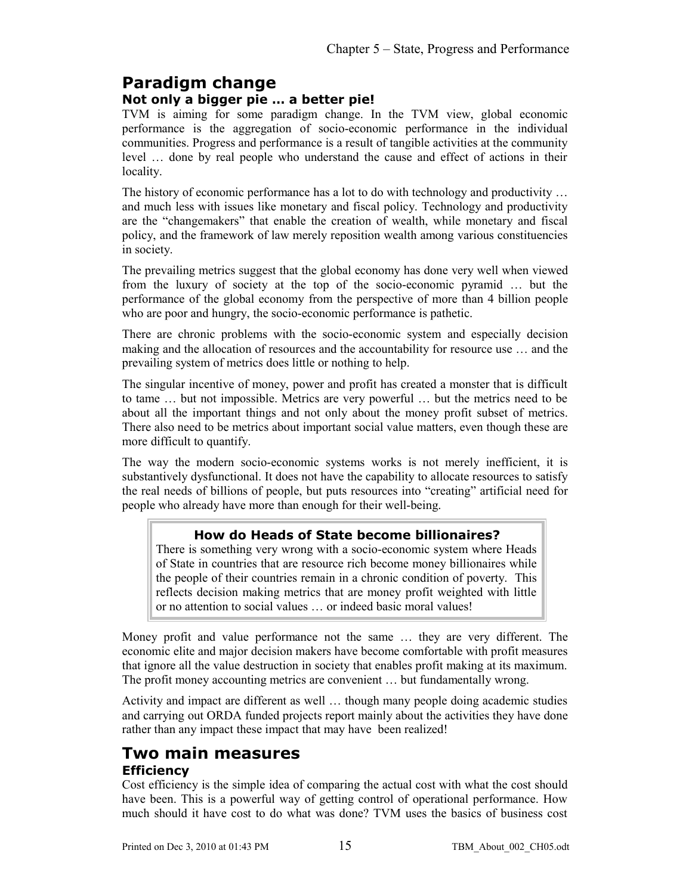## Paradigm change

### Not only a bigger pie … a better pie!

TVM is aiming for some paradigm change. In the TVM view, global economic performance is the aggregation of socio-economic performance in the individual communities. Progress and performance is a result of tangible activities at the community level … done by real people who understand the cause and effect of actions in their locality.

The history of economic performance has a lot to do with technology and productivity … and much less with issues like monetary and fiscal policy. Technology and productivity are the "changemakers" that enable the creation of wealth, while monetary and fiscal policy, and the framework of law merely reposition wealth among various constituencies in society.

The prevailing metrics suggest that the global economy has done very well when viewed from the luxury of society at the top of the socio-economic pyramid … but the performance of the global economy from the perspective of more than 4 billion people who are poor and hungry, the socio-economic performance is pathetic.

There are chronic problems with the socio-economic system and especially decision making and the allocation of resources and the accountability for resource use … and the prevailing system of metrics does little or nothing to help.

The singular incentive of money, power and profit has created a monster that is difficult to tame … but not impossible. Metrics are very powerful … but the metrics need to be about all the important things and not only about the money profit subset of metrics. There also need to be metrics about important social value matters, even though these are more difficult to quantify.

The way the modern socio-economic systems works is not merely inefficient, it is substantively dysfunctional. It does not have the capability to allocate resources to satisfy the real needs of billions of people, but puts resources into "creating" artificial need for people who already have more than enough for their well-being.

> **How do Heads of State become billionaires?**
>
> There is something very wrong with a socio-economic system where Heads of State in countries that are resource rich become money billionaires while the people of their countries remain in a chronic condition of poverty. This reflects decision making metrics that are money profit weighted with little or no attention to social values … or indeed basic moral values!

Money profit and value performance not the same … they are very different. The economic elite and major decision makers have become comfortable with profit measures that ignore all the value destruction in society that enables profit making at its maximum. The profit money accounting metrics are convenient … but fundamentally wrong.

Activity and impact are different as well … though many people doing academic studies and carrying out ORDA funded projects report mainly about the activities they have done rather than any impact these impact that may have been realized!

## Two main measures

### Efficiency

Cost efficiency is the simple idea of comparing the actual cost with what the cost should have been. This is a powerful way of getting control of operational performance. How much should it have cost to do what was done? TVM uses the basics of business cost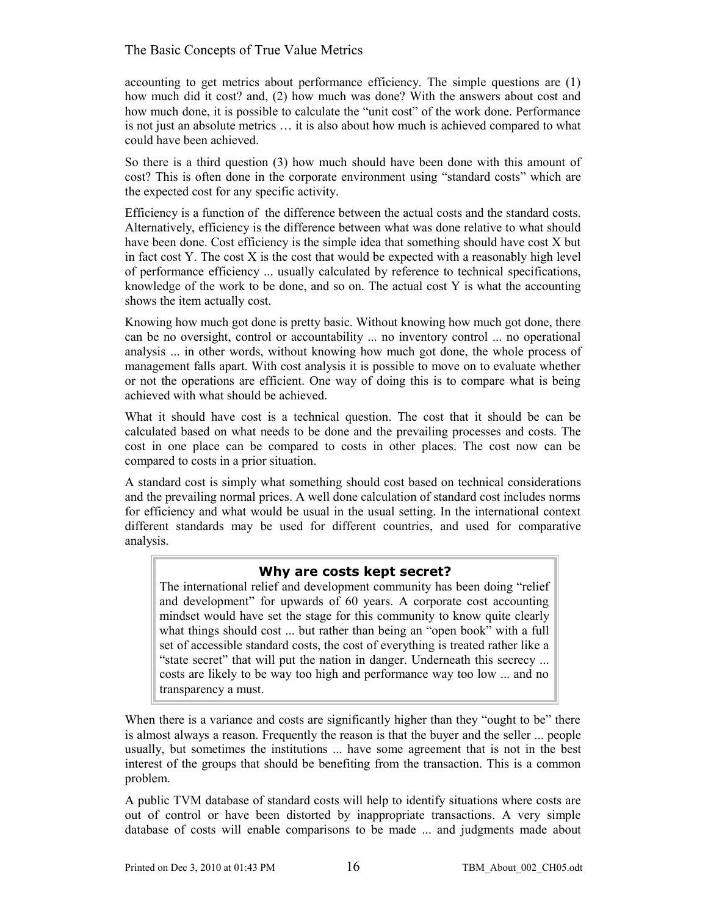accounting to get metrics about performance efficiency. The simple questions are (1) how much did it cost? and, (2) how much was done? With the answers about cost and how much done, it is possible to calculate the "unit cost" of the work done. Performance is not just an absolute metrics … it is also about how much is achieved compared to what could have been achieved.

So there is a third question (3) how much should have been done with this amount of cost? This is often done in the corporate environment using "standard costs" which are the expected cost for any specific activity.

Efficiency is a function of the difference between the actual costs and the standard costs. Alternatively, efficiency is the difference between what was done relative to what should have been done. Cost efficiency is the simple idea that something should have cost X but in fact cost Y. The cost X is the cost that would be expected with a reasonably high level of performance efficiency ... usually calculated by reference to technical specifications, knowledge of the work to be done, and so on. The actual cost Y is what the accounting shows the item actually cost.

Knowing how much got done is pretty basic. Without knowing how much got done, there can be no oversight, control or accountability ... no inventory control ... no operational analysis ... in other words, without knowing how much got done, the whole process of management falls apart. With cost analysis it is possible to move on to evaluate whether or not the operations are efficient. One way of doing this is to compare what is being achieved with what should be achieved.

What it should have cost is a technical question. The cost that it should be can be calculated based on what needs to be done and the prevailing processes and costs. The cost in one place can be compared to costs in other places. The cost now can be compared to costs in a prior situation.

A standard cost is simply what something should cost based on technical considerations and the prevailing normal prices. A well done calculation of standard cost includes norms for efficiency and what would be usual in the usual setting. In the international context different standards may be used for different countries, and used for comparative analysis.

> **Why are costs kept secret?**
>
> The international relief and development community has been doing "relief and development" for upwards of 60 years. A corporate cost accounting mindset would have set the stage for this community to know quite clearly what things should cost ... but rather than being an "open book" with a full set of accessible standard costs, the cost of everything is treated rather like a "state secret" that will put the nation in danger. Underneath this secrecy ... costs are likely to be way too high and performance way too low ... and no transparency a must.

When there is a variance and costs are significantly higher than they "ought to be" there is almost always a reason. Frequently the reason is that the buyer and the seller ... people usually, but sometimes the institutions ... have some agreement that is not in the best interest of the groups that should be benefiting from the transaction. This is a common problem.

A public TVM database of standard costs will help to identify situations where costs are out of control or have been distorted by inappropriate transactions. A very simple database of costs will enable comparisons to be made ... and judgments made about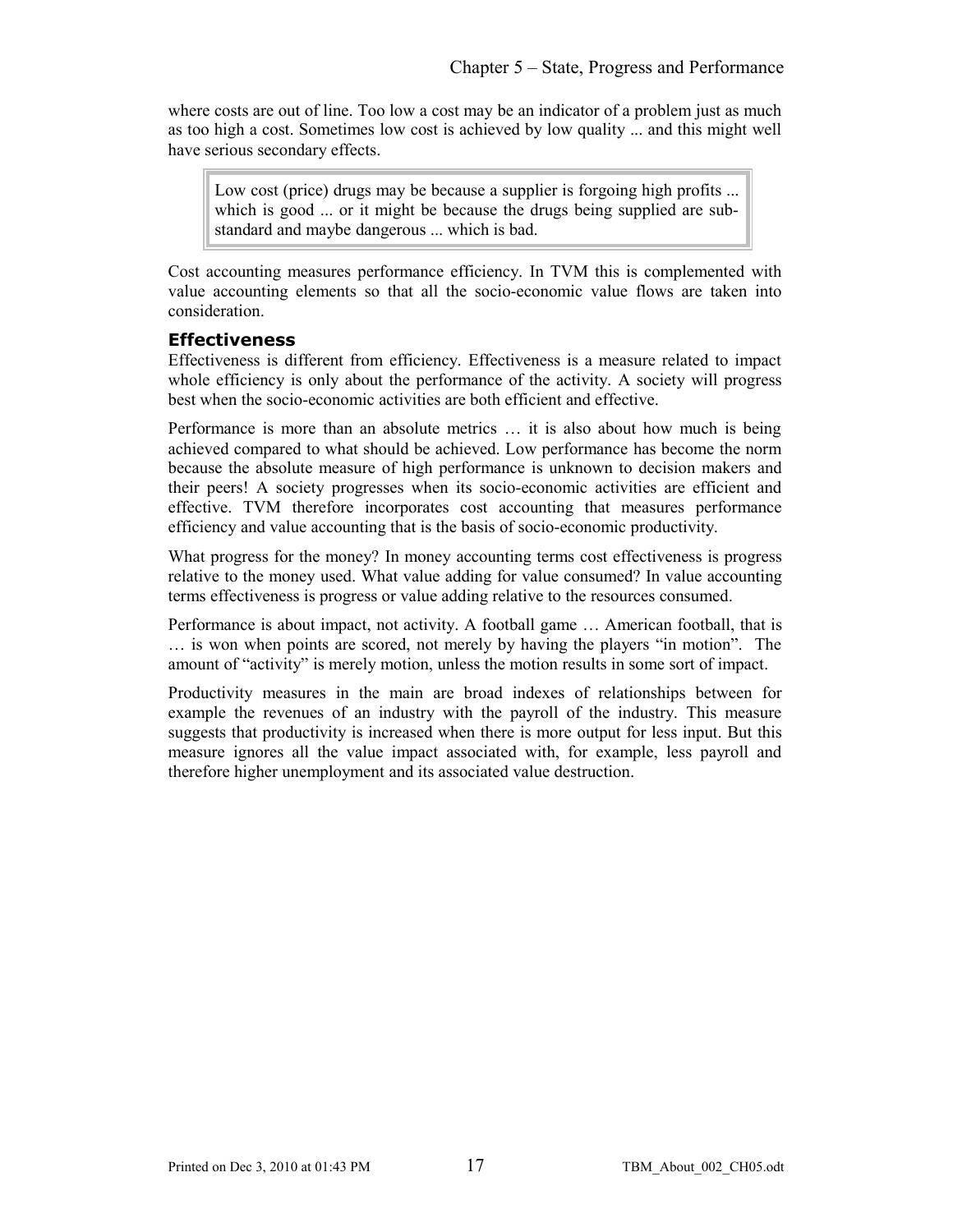where costs are out of line. Too low a cost may be an indicator of a problem just as much as too high a cost. Sometimes low cost is achieved by low quality ... and this might well have serious secondary effects.

> Low cost (price) drugs may be because a supplier is forgoing high profits ... which is good ... or it might be because the drugs being supplied are sub-standard and maybe dangerous ... which is bad.

Cost accounting measures performance efficiency. In TVM this is complemented with value accounting elements so that all the socio-economic value flows are taken into consideration.

### Effectiveness

Effectiveness is different from efficiency. Effectiveness is a measure related to impact whole efficiency is only about the performance of the activity. A society will progress best when the socio-economic activities are both efficient and effective.

Performance is more than an absolute metrics … it is also about how much is being achieved compared to what should be achieved. Low performance has become the norm because the absolute measure of high performance is unknown to decision makers and their peers! A society progresses when its socio-economic activities are efficient and effective. TVM therefore incorporates cost accounting that measures performance efficiency and value accounting that is the basis of socio-economic productivity.

What progress for the money? In money accounting terms cost effectiveness is progress relative to the money used. What value adding for value consumed? In value accounting terms effectiveness is progress or value adding relative to the resources consumed.

Performance is about impact, not activity. A football game … American football, that is … is won when points are scored, not merely by having the players "in motion". The amount of "activity" is merely motion, unless the motion results in some sort of impact.

Productivity measures in the main are broad indexes of relationships between for example the revenues of an industry with the payroll of the industry. This measure suggests that productivity is increased when there is more output for less input. But this measure ignores all the value impact associated with, for example, less payroll and therefore higher unemployment and its associated value destruction.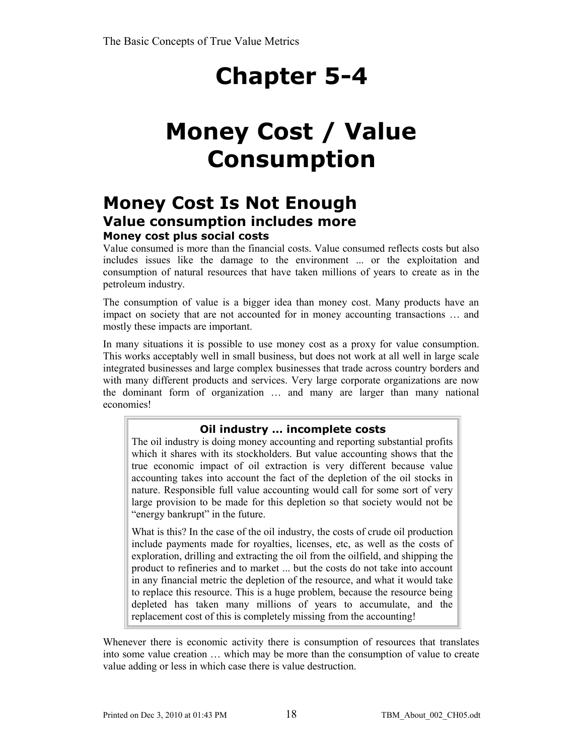# Chapter 5-4

# Money Cost / Value Consumption

## Money Cost Is Not Enough

### Value consumption includes more

#### Money cost plus social costs

Value consumed is more than the financial costs. Value consumed reflects costs but also includes issues like the damage to the environment ... or the exploitation and consumption of natural resources that have taken millions of years to create as in the petroleum industry.

The consumption of value is a bigger idea than money cost. Many products have an impact on society that are not accounted for in money accounting transactions … and mostly these impacts are important.

In many situations it is possible to use money cost as a proxy for value consumption. This works acceptably well in small business, but does not work at all well in large scale integrated businesses and large complex businesses that trade across country borders and with many different products and services. Very large corporate organizations are now the dominant form of organization … and many are larger than many national economies!

> **Oil industry ... incomplete costs**
>
> The oil industry is doing money accounting and reporting substantial profits which it shares with its stockholders. But value accounting shows that the true economic impact of oil extraction is very different because value accounting takes into account the fact of the depletion of the oil stocks in nature. Responsible full value accounting would call for some sort of very large provision to be made for this depletion so that society would not be "energy bankrupt" in the future.
>
> What is this? In the case of the oil industry, the costs of crude oil production include payments made for royalties, licenses, etc, as well as the costs of exploration, drilling and extracting the oil from the oilfield, and shipping the product to refineries and to market ... but the costs do not take into account in any financial metric the depletion of the resource, and what it would take to replace this resource. This is a huge problem, because the resource being depleted has taken many millions of years to accumulate, and the replacement cost of this is completely missing from the accounting!

Whenever there is economic activity there is consumption of resources that translates into some value creation … which may be more than the consumption of value to create value adding or less in which case there is value destruction.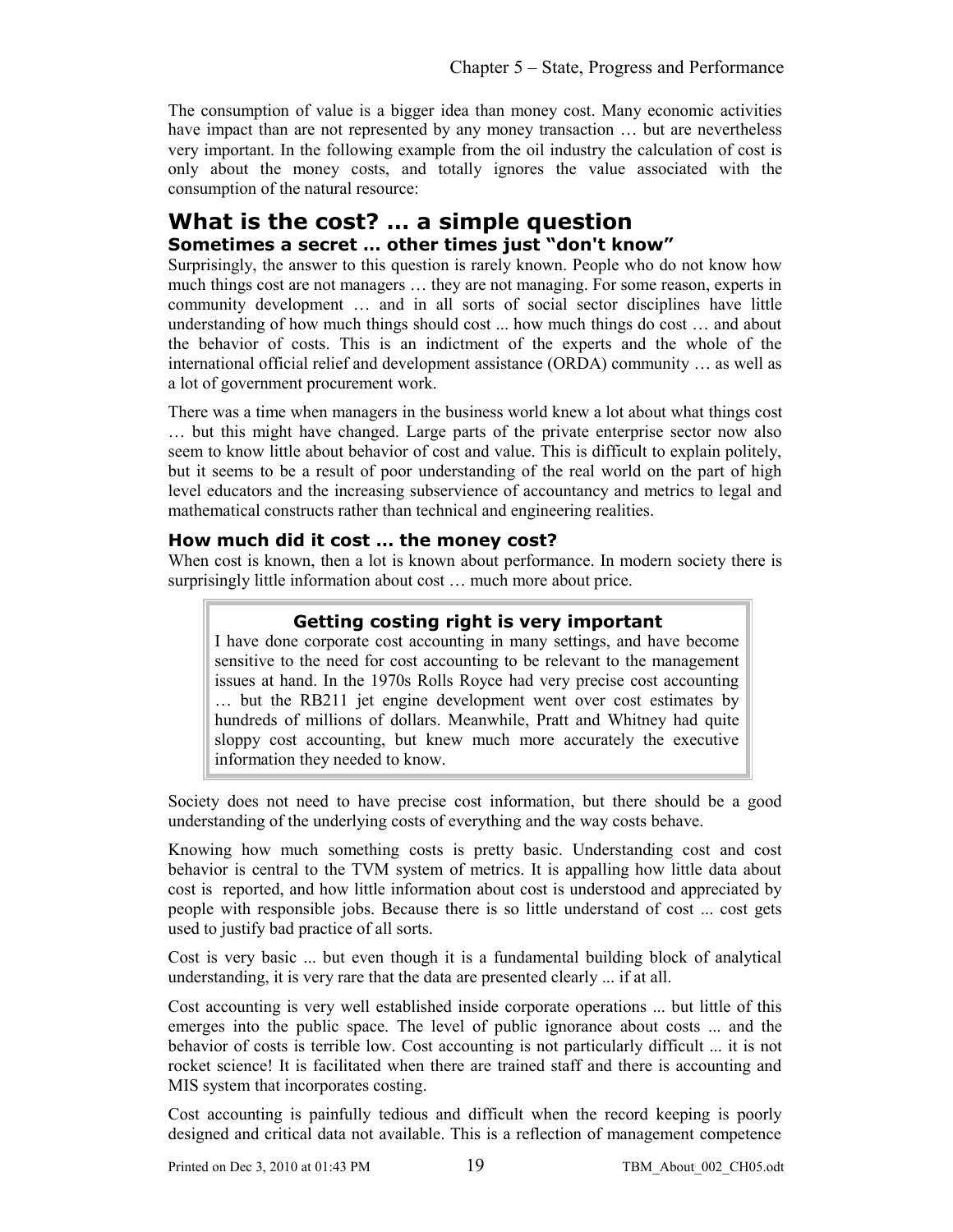The consumption of value is a bigger idea than money cost. Many economic activities have impact than are not represented by any money transaction … but are nevertheless very important. In the following example from the oil industry the calculation of cost is only about the money costs, and totally ignores the value associated with the consumption of the natural resource:

## What is the cost? … a simple question

### Sometimes a secret … other times just "don't know"

Surprisingly, the answer to this question is rarely known. People who do not know how much things cost are not managers … they are not managing. For some reason, experts in community development … and in all sorts of social sector disciplines have little understanding of how much things should cost ... how much things do cost … and about the behavior of costs. This is an indictment of the experts and the whole of the international official relief and development assistance (ORDA) community … as well as a lot of government procurement work.

There was a time when managers in the business world knew a lot about what things cost … but this might have changed. Large parts of the private enterprise sector now also seem to know little about behavior of cost and value. This is difficult to explain politely, but it seems to be a result of poor understanding of the real world on the part of high level educators and the increasing subservience of accountancy and metrics to legal and mathematical constructs rather than technical and engineering realities.

### How much did it cost … the money cost?

When cost is known, then a lot is known about performance. In modern society there is surprisingly little information about cost … much more about price.

> **Getting costing right is very important**
>
> I have done corporate cost accounting in many settings, and have become sensitive to the need for cost accounting to be relevant to the management issues at hand. In the 1970s Rolls Royce had very precise cost accounting … but the RB211 jet engine development went over cost estimates by hundreds of millions of dollars. Meanwhile, Pratt and Whitney had quite sloppy cost accounting, but knew much more accurately the executive information they needed to know.

Society does not need to have precise cost information, but there should be a good understanding of the underlying costs of everything and the way costs behave.

Knowing how much something costs is pretty basic. Understanding cost and cost behavior is central to the TVM system of metrics. It is appalling how little data about cost is reported, and how little information about cost is understood and appreciated by people with responsible jobs. Because there is so little understand of cost ... cost gets used to justify bad practice of all sorts.

Cost is very basic ... but even though it is a fundamental building block of analytical understanding, it is very rare that the data are presented clearly ... if at all.

Cost accounting is very well established inside corporate operations ... but little of this emerges into the public space. The level of public ignorance about costs ... and the behavior of costs is terrible low. Cost accounting is not particularly difficult ... it is not rocket science! It is facilitated when there are trained staff and there is accounting and MIS system that incorporates costing.

Cost accounting is painfully tedious and difficult when the record keeping is poorly designed and critical data not available. This is a reflection of management competence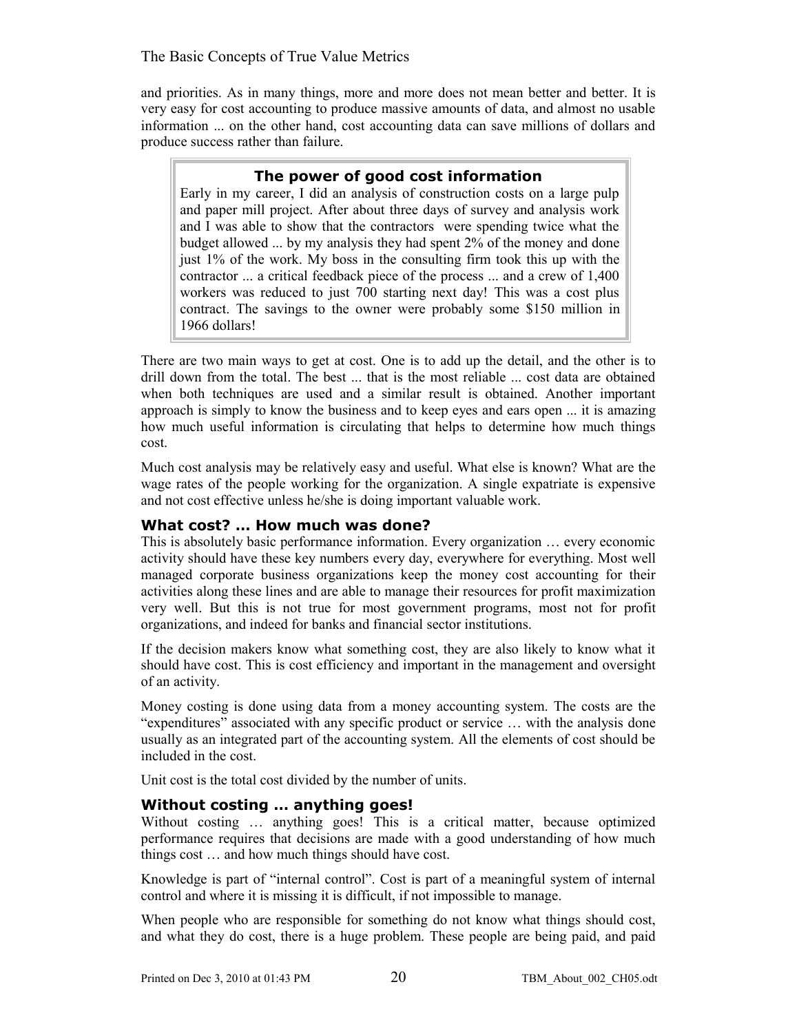and priorities. As in many things, more and more does not mean better and better. It is very easy for cost accounting to produce massive amounts of data, and almost no usable information ... on the other hand, cost accounting data can save millions of dollars and produce success rather than failure.

> **The power of good cost information**
>
> Early in my career, I did an analysis of construction costs on a large pulp and paper mill project. After about three days of survey and analysis work and I was able to show that the contractors were spending twice what the budget allowed ... by my analysis they had spent 2% of the money and done just 1% of the work. My boss in the consulting firm took this up with the contractor ... a critical feedback piece of the process ... and a crew of 1,400 workers was reduced to just 700 starting next day! This was a cost plus contract. The savings to the owner were probably some $150 million in 1966 dollars!

There are two main ways to get at cost. One is to add up the detail, and the other is to drill down from the total. The best ... that is the most reliable ... cost data are obtained when both techniques are used and a similar result is obtained. Another important approach is simply to know the business and to keep eyes and ears open ... it is amazing how much useful information is circulating that helps to determine how much things cost.

Much cost analysis may be relatively easy and useful. What else is known? What are the wage rates of the people working for the organization. A single expatriate is expensive and not cost effective unless he/she is doing important valuable work.

### What cost? ... How much was done?

This is absolutely basic performance information. Every organization … every economic activity should have these key numbers every day, everywhere for everything. Most well managed corporate business organizations keep the money cost accounting for their activities along these lines and are able to manage their resources for profit maximization very well. But this is not true for most government programs, most not for profit organizations, and indeed for banks and financial sector institutions.

If the decision makers know what something cost, they are also likely to know what it should have cost. This is cost efficiency and important in the management and oversight of an activity.

Money costing is done using data from a money accounting system. The costs are the "expenditures" associated with any specific product or service … with the analysis done usually as an integrated part of the accounting system. All the elements of cost should be included in the cost.

Unit cost is the total cost divided by the number of units.

### Without costing ... anything goes!

Without costing … anything goes! This is a critical matter, because optimized performance requires that decisions are made with a good understanding of how much things cost … and how much things should have cost.

Knowledge is part of "internal control". Cost is part of a meaningful system of internal control and where it is missing it is difficult, if not impossible to manage.

When people who are responsible for something do not know what things should cost, and what they do cost, there is a huge problem. These people are being paid, and paid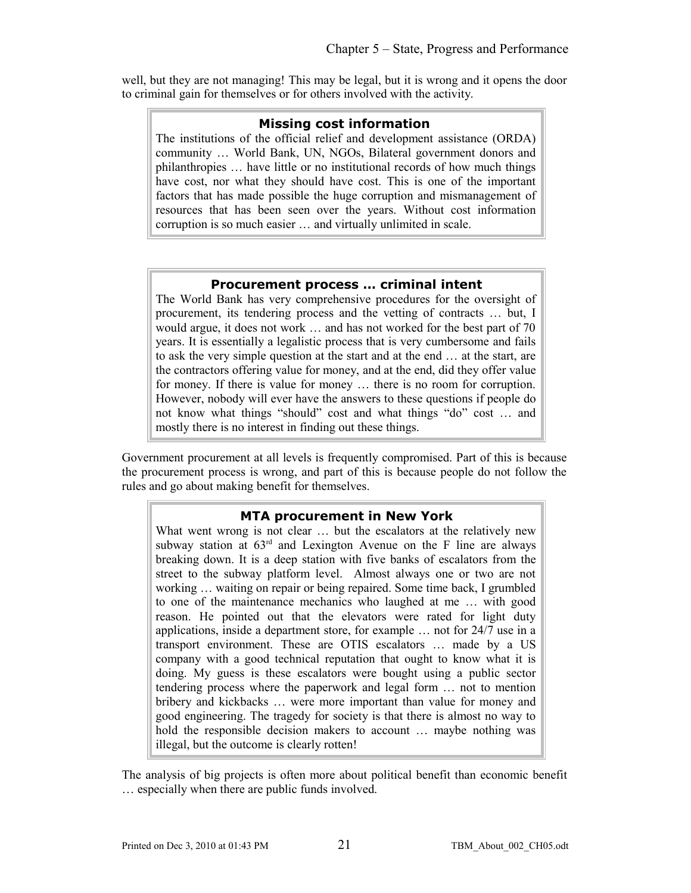well, but they are not managing! This may be legal, but it is wrong and it opens the door to criminal gain for themselves or for others involved with the activity.

> **Missing cost information**
>
> The institutions of the official relief and development assistance (ORDA) community … World Bank, UN, NGOs, Bilateral government donors and philanthropies … have little or no institutional records of how much things have cost, nor what they should have cost. This is one of the important factors that has made possible the huge corruption and mismanagement of resources that has been seen over the years. Without cost information corruption is so much easier … and virtually unlimited in scale.

> **Procurement process … criminal intent**
>
> The World Bank has very comprehensive procedures for the oversight of procurement, its tendering process and the vetting of contracts … but, I would argue, it does not work … and has not worked for the best part of 70 years. It is essentially a legalistic process that is very cumbersome and fails to ask the very simple question at the start and at the end … at the start, are the contractors offering value for money, and at the end, did they offer value for money. If there is value for money … there is no room for corruption. However, nobody will ever have the answers to these questions if people do not know what things "should" cost and what things "do" cost … and mostly there is no interest in finding out these things.

Government procurement at all levels is frequently compromised. Part of this is because the procurement process is wrong, and part of this is because people do not follow the rules and go about making benefit for themselves.

> **MTA procurement in New York**
>
> What went wrong is not clear … but the escalators at the relatively new subway station at 63rd and Lexington Avenue on the F line are always breaking down. It is a deep station with five banks of escalators from the street to the subway platform level. Almost always one or two are not working … waiting on repair or being repaired. Some time back, I grumbled to one of the maintenance mechanics who laughed at me … with good reason. He pointed out that the elevators were rated for light duty applications, inside a department store, for example … not for 24/7 use in a transport environment. These are OTIS escalators … made by a US company with a good technical reputation that ought to know what it is doing. My guess is these escalators were bought using a public sector tendering process where the paperwork and legal form … not to mention bribery and kickbacks … were more important than value for money and good engineering. The tragedy for society is that there is almost no way to hold the responsible decision makers to account … maybe nothing was illegal, but the outcome is clearly rotten!

The analysis of big projects is often more about political benefit than economic benefit … especially when there are public funds involved.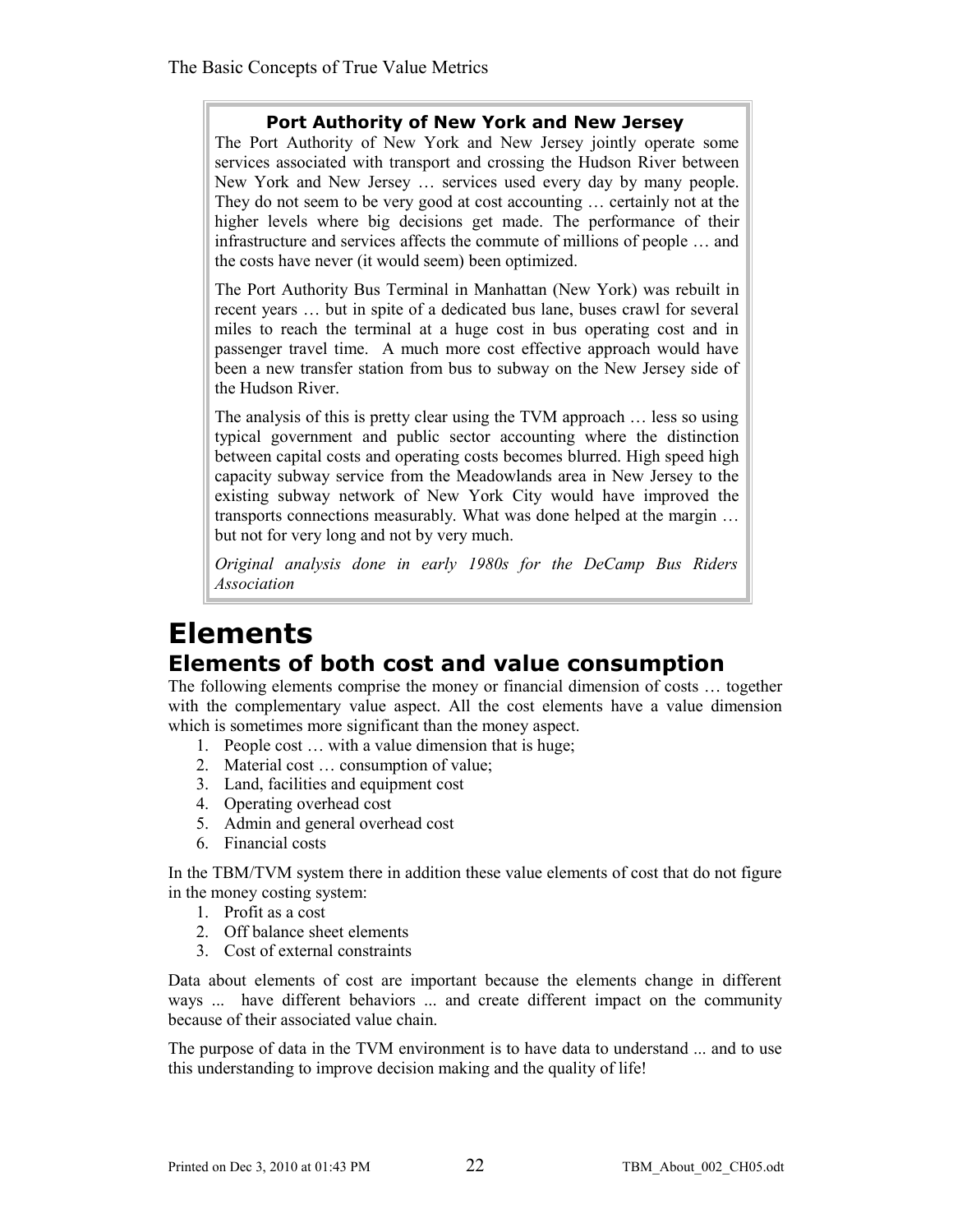> **Port Authority of New York and New Jersey**
>
> The Port Authority of New York and New Jersey jointly operate some services associated with transport and crossing the Hudson River between New York and New Jersey … services used every day by many people. They do not seem to be very good at cost accounting … certainly not at the higher levels where big decisions get made. The performance of their infrastructure and services affects the commute of millions of people … and the costs have never (it would seem) been optimized.
>
> The Port Authority Bus Terminal in Manhattan (New York) was rebuilt in recent years … but in spite of a dedicated bus lane, buses crawl for several miles to reach the terminal at a huge cost in bus operating cost and in passenger travel time. A much more cost effective approach would have been a new transfer station from bus to subway on the New Jersey side of the Hudson River.
>
> The analysis of this is pretty clear using the TVM approach … less so using typical government and public sector accounting where the distinction between capital costs and operating costs becomes blurred. High speed high capacity subway service from the Meadowlands area in New Jersey to the existing subway network of New York City would have improved the transports connections measurably. What was done helped at the margin … but not for very long and not by very much.
>
> *Original analysis done in early 1980s for the DeCamp Bus Riders Association*

# Elements

## Elements of both cost and value consumption

The following elements comprise the money or financial dimension of costs … together with the complementary value aspect. All the cost elements have a value dimension which is sometimes more significant than the money aspect.

1. People cost … with a value dimension that is huge;
2. Material cost … consumption of value;
3. Land, facilities and equipment cost
4. Operating overhead cost
5. Admin and general overhead cost
6. Financial costs

In the TBM/TVM system there in addition these value elements of cost that do not figure in the money costing system:

1. Profit as a cost
2. Off balance sheet elements
3. Cost of external constraints

Data about elements of cost are important because the elements change in different ways ... have different behaviors ... and create different impact on the community because of their associated value chain.

The purpose of data in the TVM environment is to have data to understand ... and to use this understanding to improve decision making and the quality of life!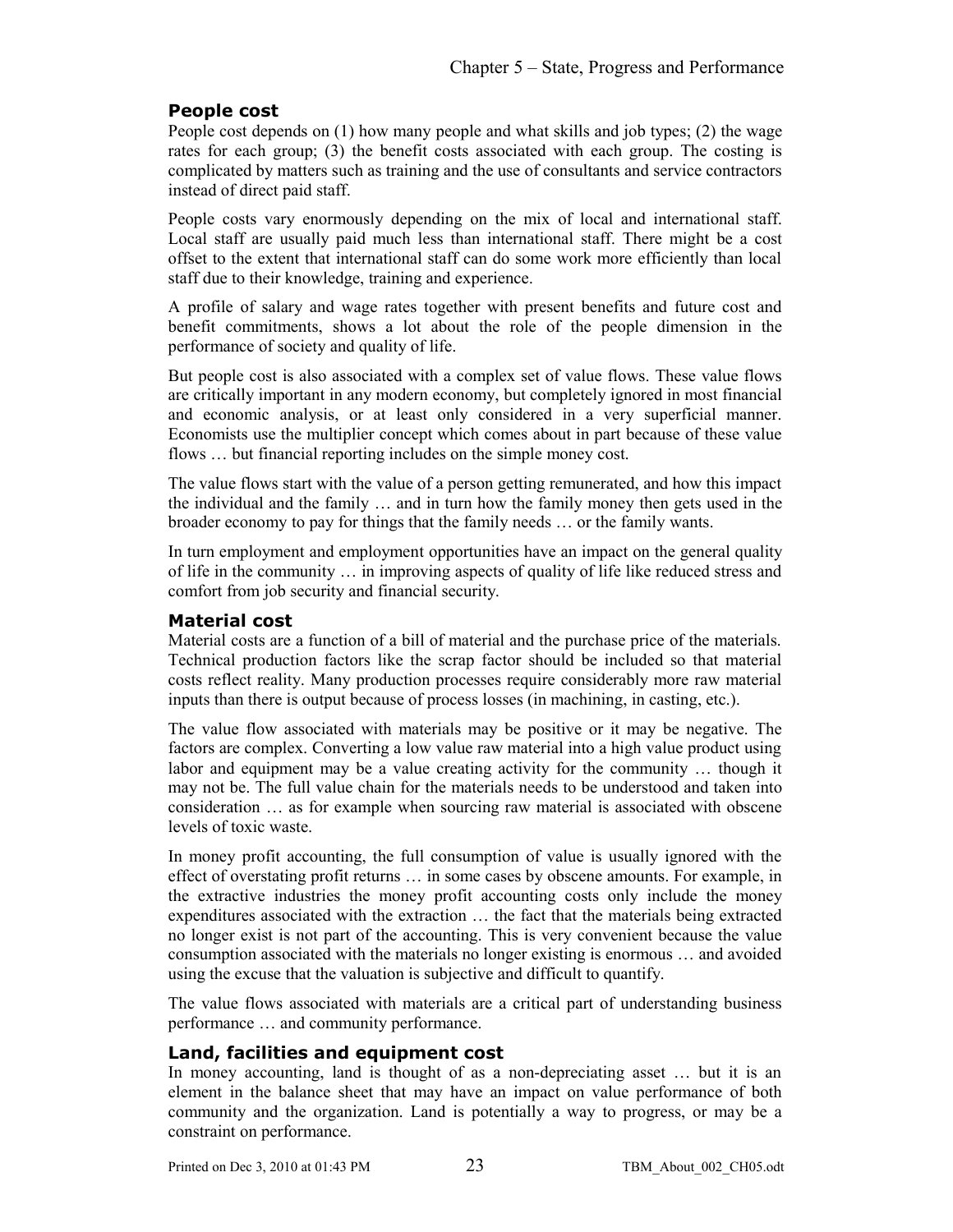### People cost

People cost depends on (1) how many people and what skills and job types; (2) the wage rates for each group; (3) the benefit costs associated with each group. The costing is complicated by matters such as training and the use of consultants and service contractors instead of direct paid staff.

People costs vary enormously depending on the mix of local and international staff. Local staff are usually paid much less than international staff. There might be a cost offset to the extent that international staff can do some work more efficiently than local staff due to their knowledge, training and experience.

A profile of salary and wage rates together with present benefits and future cost and benefit commitments, shows a lot about the role of the people dimension in the performance of society and quality of life.

But people cost is also associated with a complex set of value flows. These value flows are critically important in any modern economy, but completely ignored in most financial and economic analysis, or at least only considered in a very superficial manner. Economists use the multiplier concept which comes about in part because of these value flows … but financial reporting includes on the simple money cost.

The value flows start with the value of a person getting remunerated, and how this impact the individual and the family … and in turn how the family money then gets used in the broader economy to pay for things that the family needs … or the family wants.

In turn employment and employment opportunities have an impact on the general quality of life in the community … in improving aspects of quality of life like reduced stress and comfort from job security and financial security.

### Material cost

Material costs are a function of a bill of material and the purchase price of the materials. Technical production factors like the scrap factor should be included so that material costs reflect reality. Many production processes require considerably more raw material inputs than there is output because of process losses (in machining, in casting, etc.).

The value flow associated with materials may be positive or it may be negative. The factors are complex. Converting a low value raw material into a high value product using labor and equipment may be a value creating activity for the community … though it may not be. The full value chain for the materials needs to be understood and taken into consideration … as for example when sourcing raw material is associated with obscene levels of toxic waste.

In money profit accounting, the full consumption of value is usually ignored with the effect of overstating profit returns … in some cases by obscene amounts. For example, in the extractive industries the money profit accounting costs only include the money expenditures associated with the extraction … the fact that the materials being extracted no longer exist is not part of the accounting. This is very convenient because the value consumption associated with the materials no longer existing is enormous … and avoided using the excuse that the valuation is subjective and difficult to quantify.

The value flows associated with materials are a critical part of understanding business performance … and community performance.

### Land, facilities and equipment cost

In money accounting, land is thought of as a non-depreciating asset … but it is an element in the balance sheet that may have an impact on value performance of both community and the organization. Land is potentially a way to progress, or may be a constraint on performance.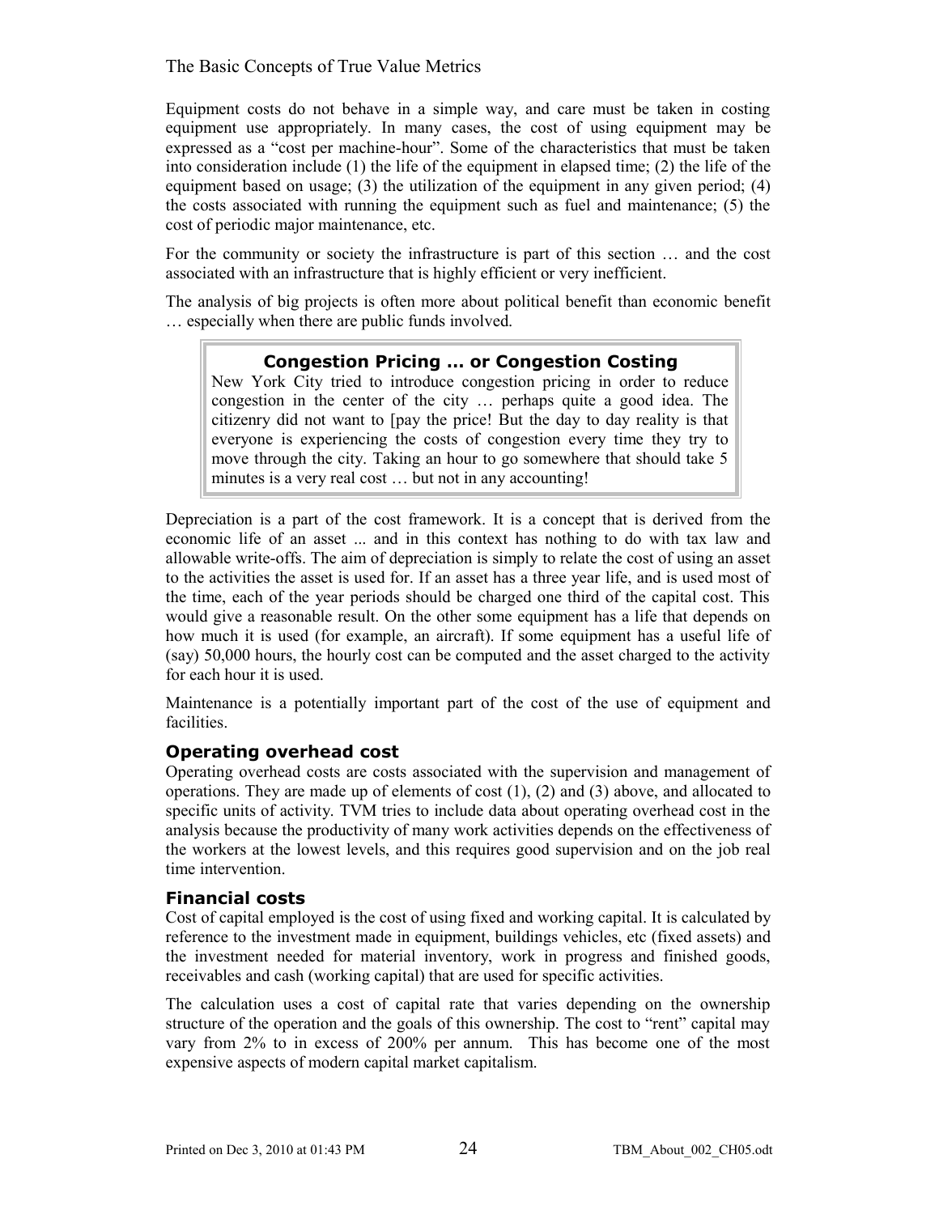Equipment costs do not behave in a simple way, and care must be taken in costing equipment use appropriately. In many cases, the cost of using equipment may be expressed as a "cost per machine-hour". Some of the characteristics that must be taken into consideration include (1) the life of the equipment in elapsed time; (2) the life of the equipment based on usage; (3) the utilization of the equipment in any given period; (4) the costs associated with running the equipment such as fuel and maintenance; (5) the cost of periodic major maintenance, etc.

For the community or society the infrastructure is part of this section … and the cost associated with an infrastructure that is highly efficient or very inefficient.

The analysis of big projects is often more about political benefit than economic benefit … especially when there are public funds involved.

> **Congestion Pricing … or Congestion Costing**
>
> New York City tried to introduce congestion pricing in order to reduce congestion in the center of the city … perhaps quite a good idea. The citizenry did not want to [pay the price! But the day to day reality is that everyone is experiencing the costs of congestion every time they try to move through the city. Taking an hour to go somewhere that should take 5 minutes is a very real cost … but not in any accounting!

Depreciation is a part of the cost framework. It is a concept that is derived from the economic life of an asset ... and in this context has nothing to do with tax law and allowable write-offs. The aim of depreciation is simply to relate the cost of using an asset to the activities the asset is used for. If an asset has a three year life, and is used most of the time, each of the year periods should be charged one third of the capital cost. This would give a reasonable result. On the other some equipment has a life that depends on how much it is used (for example, an aircraft). If some equipment has a useful life of (say) 50,000 hours, the hourly cost can be computed and the asset charged to the activity for each hour it is used.

Maintenance is a potentially important part of the cost of the use of equipment and facilities.

### Operating overhead cost

Operating overhead costs are costs associated with the supervision and management of operations. They are made up of elements of cost (1), (2) and (3) above, and allocated to specific units of activity. TVM tries to include data about operating overhead cost in the analysis because the productivity of many work activities depends on the effectiveness of the workers at the lowest levels, and this requires good supervision and on the job real time intervention.

### Financial costs

Cost of capital employed is the cost of using fixed and working capital. It is calculated by reference to the investment made in equipment, buildings vehicles, etc (fixed assets) and the investment needed for material inventory, work in progress and finished goods, receivables and cash (working capital) that are used for specific activities.

The calculation uses a cost of capital rate that varies depending on the ownership structure of the operation and the goals of this ownership. The cost to "rent" capital may vary from 2% to in excess of 200% per annum. This has become one of the most expensive aspects of modern capital market capitalism.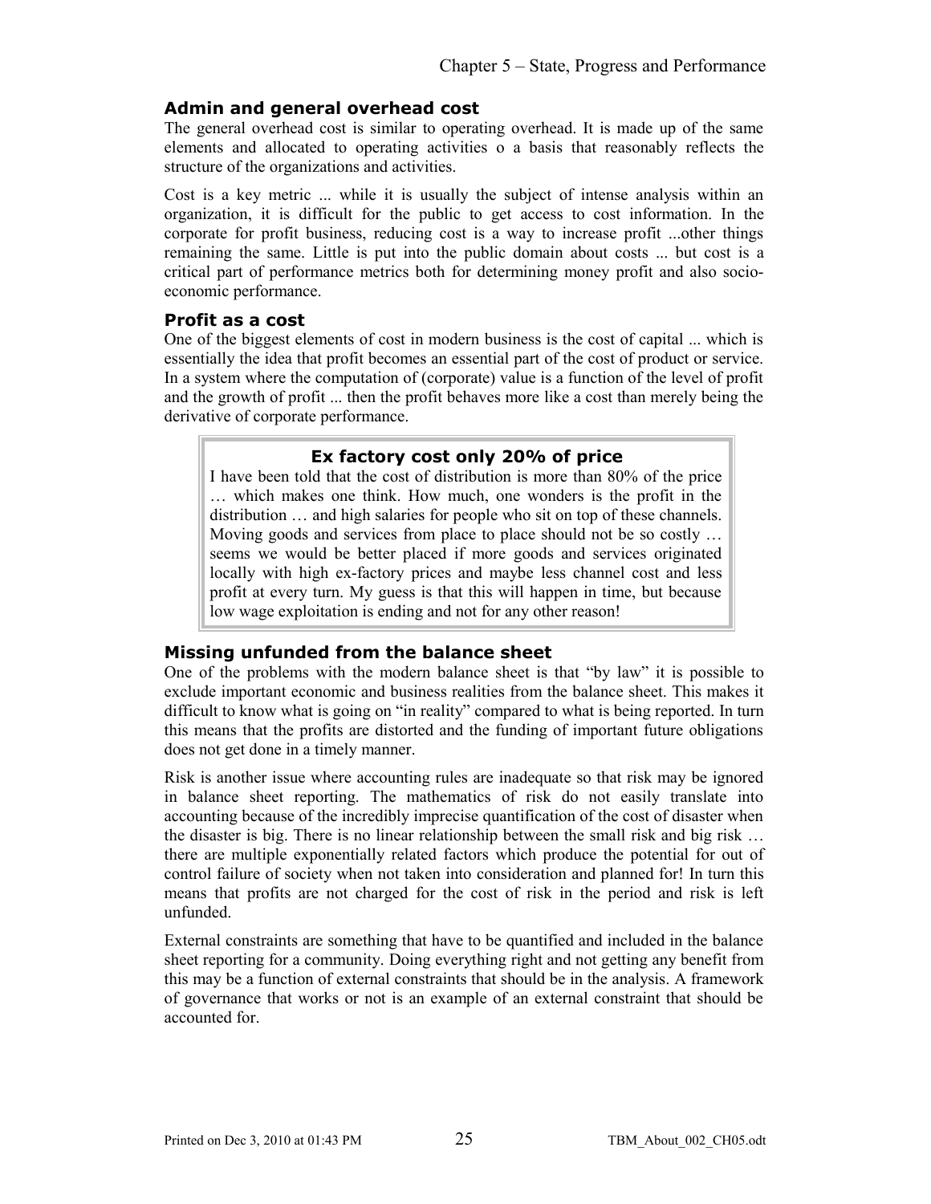### Admin and general overhead cost

The general overhead cost is similar to operating overhead. It is made up of the same elements and allocated to operating activities o a basis that reasonably reflects the structure of the organizations and activities.

Cost is a key metric ... while it is usually the subject of intense analysis within an organization, it is difficult for the public to get access to cost information. In the corporate for profit business, reducing cost is a way to increase profit ...other things remaining the same. Little is put into the public domain about costs ... but cost is a critical part of performance metrics both for determining money profit and also socio-economic performance.

### Profit as a cost

One of the biggest elements of cost in modern business is the cost of capital ... which is essentially the idea that profit becomes an essential part of the cost of product or service. In a system where the computation of (corporate) value is a function of the level of profit and the growth of profit ... then the profit behaves more like a cost than merely being the derivative of corporate performance.

> **Ex factory cost only 20% of price**
>
> I have been told that the cost of distribution is more than 80% of the price … which makes one think. How much, one wonders is the profit in the distribution … and high salaries for people who sit on top of these channels. Moving goods and services from place to place should not be so costly … seems we would be better placed if more goods and services originated locally with high ex-factory prices and maybe less channel cost and less profit at every turn. My guess is that this will happen in time, but because low wage exploitation is ending and not for any other reason!

### Missing unfunded from the balance sheet

One of the problems with the modern balance sheet is that "by law" it is possible to exclude important economic and business realities from the balance sheet. This makes it difficult to know what is going on "in reality" compared to what is being reported. In turn this means that the profits are distorted and the funding of important future obligations does not get done in a timely manner.

Risk is another issue where accounting rules are inadequate so that risk may be ignored in balance sheet reporting. The mathematics of risk do not easily translate into accounting because of the incredibly imprecise quantification of the cost of disaster when the disaster is big. There is no linear relationship between the small risk and big risk … there are multiple exponentially related factors which produce the potential for out of control failure of society when not taken into consideration and planned for! In turn this means that profits are not charged for the cost of risk in the period and risk is left unfunded.

External constraints are something that have to be quantified and included in the balance sheet reporting for a community. Doing everything right and not getting any benefit from this may be a function of external constraints that should be in the analysis. A framework of governance that works or not is an example of an external constraint that should be accounted for.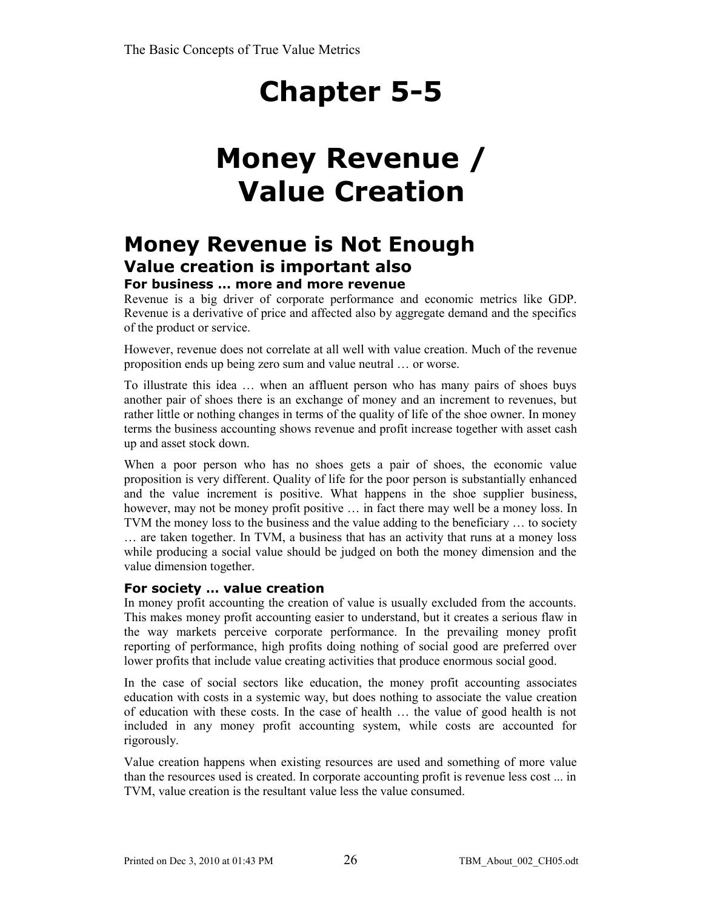# Chapter 5-5

# Money Revenue / Value Creation

## Money Revenue is Not Enough

### Value creation is important also

#### For business ... more and more revenue

Revenue is a big driver of corporate performance and economic metrics like GDP. Revenue is a derivative of price and affected also by aggregate demand and the specifics of the product or service.

However, revenue does not correlate at all well with value creation. Much of the revenue proposition ends up being zero sum and value neutral … or worse.

To illustrate this idea … when an affluent person who has many pairs of shoes buys another pair of shoes there is an exchange of money and an increment to revenues, but rather little or nothing changes in terms of the quality of life of the shoe owner. In money terms the business accounting shows revenue and profit increase together with asset cash up and asset stock down.

When a poor person who has no shoes gets a pair of shoes, the economic value proposition is very different. Quality of life for the poor person is substantially enhanced and the value increment is positive. What happens in the shoe supplier business, however, may not be money profit positive … in fact there may well be a money loss. In TVM the money loss to the business and the value adding to the beneficiary … to society … are taken together. In TVM, a business that has an activity that runs at a money loss while producing a social value should be judged on both the money dimension and the value dimension together.

#### For society ... value creation

In money profit accounting the creation of value is usually excluded from the accounts. This makes money profit accounting easier to understand, but it creates a serious flaw in the way markets perceive corporate performance. In the prevailing money profit reporting of performance, high profits doing nothing of social good are preferred over lower profits that include value creating activities that produce enormous social good.

In the case of social sectors like education, the money profit accounting associates education with costs in a systemic way, but does nothing to associate the value creation of education with these costs. In the case of health … the value of good health is not included in any money profit accounting system, while costs are accounted for rigorously.

Value creation happens when existing resources are used and something of more value than the resources used is created. In corporate accounting profit is revenue less cost ... in TVM, value creation is the resultant value less the value consumed.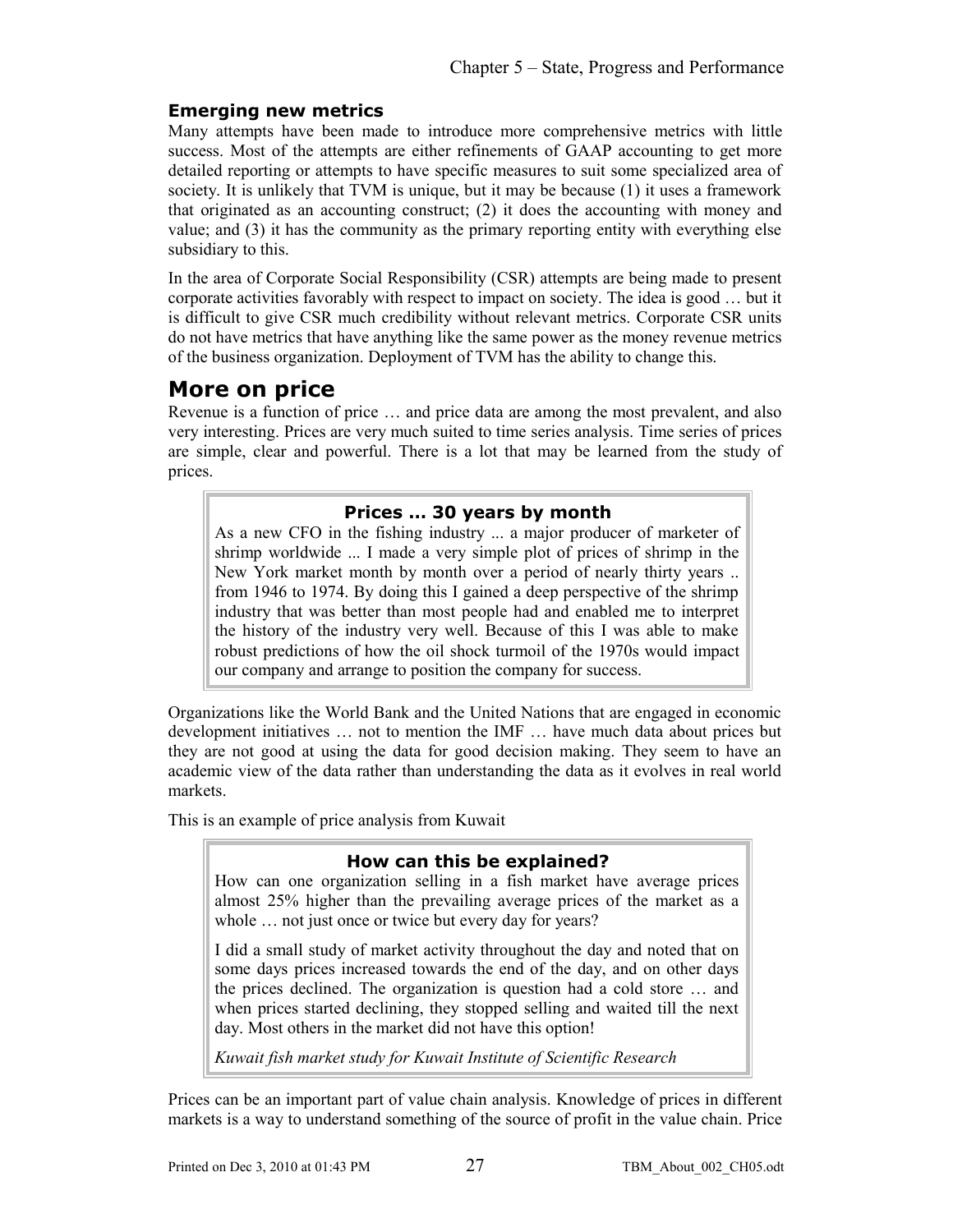### Emerging new metrics

Many attempts have been made to introduce more comprehensive metrics with little success. Most of the attempts are either refinements of GAAP accounting to get more detailed reporting or attempts to have specific measures to suit some specialized area of society. It is unlikely that TVM is unique, but it may be because (1) it uses a framework that originated as an accounting construct; (2) it does the accounting with money and value; and (3) it has the community as the primary reporting entity with everything else subsidiary to this.

In the area of Corporate Social Responsibility (CSR) attempts are being made to present corporate activities favorably with respect to impact on society. The idea is good … but it is difficult to give CSR much credibility without relevant metrics. Corporate CSR units do not have metrics that have anything like the same power as the money revenue metrics of the business organization. Deployment of TVM has the ability to change this.

## More on price

Revenue is a function of price … and price data are among the most prevalent, and also very interesting. Prices are very much suited to time series analysis. Time series of prices are simple, clear and powerful. There is a lot that may be learned from the study of prices.

> **Prices … 30 years by month**
>
> As a new CFO in the fishing industry ... a major producer of marketer of shrimp worldwide ... I made a very simple plot of prices of shrimp in the New York market month by month over a period of nearly thirty years .. from 1946 to 1974. By doing this I gained a deep perspective of the shrimp industry that was better than most people had and enabled me to interpret the history of the industry very well. Because of this I was able to make robust predictions of how the oil shock turmoil of the 1970s would impact our company and arrange to position the company for success.

Organizations like the World Bank and the United Nations that are engaged in economic development initiatives … not to mention the IMF … have much data about prices but they are not good at using the data for good decision making. They seem to have an academic view of the data rather than understanding the data as it evolves in real world markets.

This is an example of price analysis from Kuwait

> **How can this be explained?**
>
> How can one organization selling in a fish market have average prices almost 25% higher than the prevailing average prices of the market as a whole … not just once or twice but every day for years?
>
> I did a small study of market activity throughout the day and noted that on some days prices increased towards the end of the day, and on other days the prices declined. The organization is question had a cold store … and when prices started declining, they stopped selling and waited till the next day. Most others in the market did not have this option!
>
> *Kuwait fish market study for Kuwait Institute of Scientific Research*

Prices can be an important part of value chain analysis. Knowledge of prices in different markets is a way to understand something of the source of profit in the value chain. Price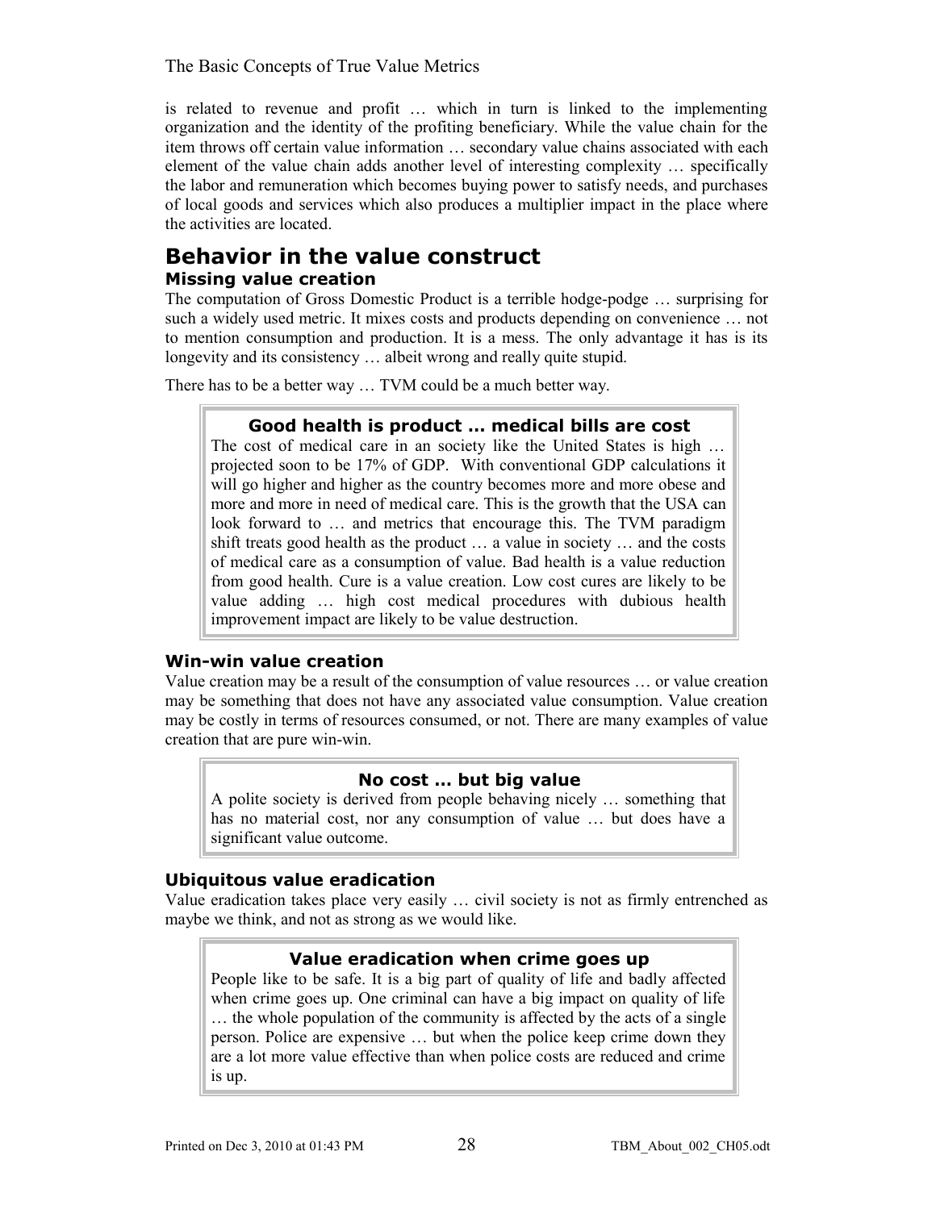is related to revenue and profit … which in turn is linked to the implementing organization and the identity of the profiting beneficiary. While the value chain for the item throws off certain value information … secondary value chains associated with each element of the value chain adds another level of interesting complexity … specifically the labor and remuneration which becomes buying power to satisfy needs, and purchases of local goods and services which also produces a multiplier impact in the place where the activities are located.

# Behavior in the value construct

### Missing value creation

The computation of Gross Domestic Product is a terrible hodge-podge … surprising for such a widely used metric. It mixes costs and products depending on convenience … not to mention consumption and production. It is a mess. The only advantage it has is its longevity and its consistency … albeit wrong and really quite stupid.

There has to be a better way … TVM could be a much better way.

> **Good health is product … medical bills are cost**
>
> The cost of medical care in an society like the United States is high … projected soon to be 17% of GDP. With conventional GDP calculations it will go higher and higher as the country becomes more and more obese and more and more in need of medical care. This is the growth that the USA can look forward to … and metrics that encourage this. The TVM paradigm shift treats good health as the product … a value in society … and the costs of medical care as a consumption of value. Bad health is a value reduction from good health. Cure is a value creation. Low cost cures are likely to be value adding … high cost medical procedures with dubious health improvement impact are likely to be value destruction.

### Win-win value creation

Value creation may be a result of the consumption of value resources … or value creation may be something that does not have any associated value consumption. Value creation may be costly in terms of resources consumed, or not. There are many examples of value creation that are pure win-win.

> **No cost … but big value**
>
> A polite society is derived from people behaving nicely … something that has no material cost, nor any consumption of value … but does have a significant value outcome.

### Ubiquitous value eradication

Value eradication takes place very easily … civil society is not as firmly entrenched as maybe we think, and not as strong as we would like.

> **Value eradication when crime goes up**
>
> People like to be safe. It is a big part of quality of life and badly affected when crime goes up. One criminal can have a big impact on quality of life … the whole population of the community is affected by the acts of a single person. Police are expensive … but when the police keep crime down they are a lot more value effective than when police costs are reduced and crime is up.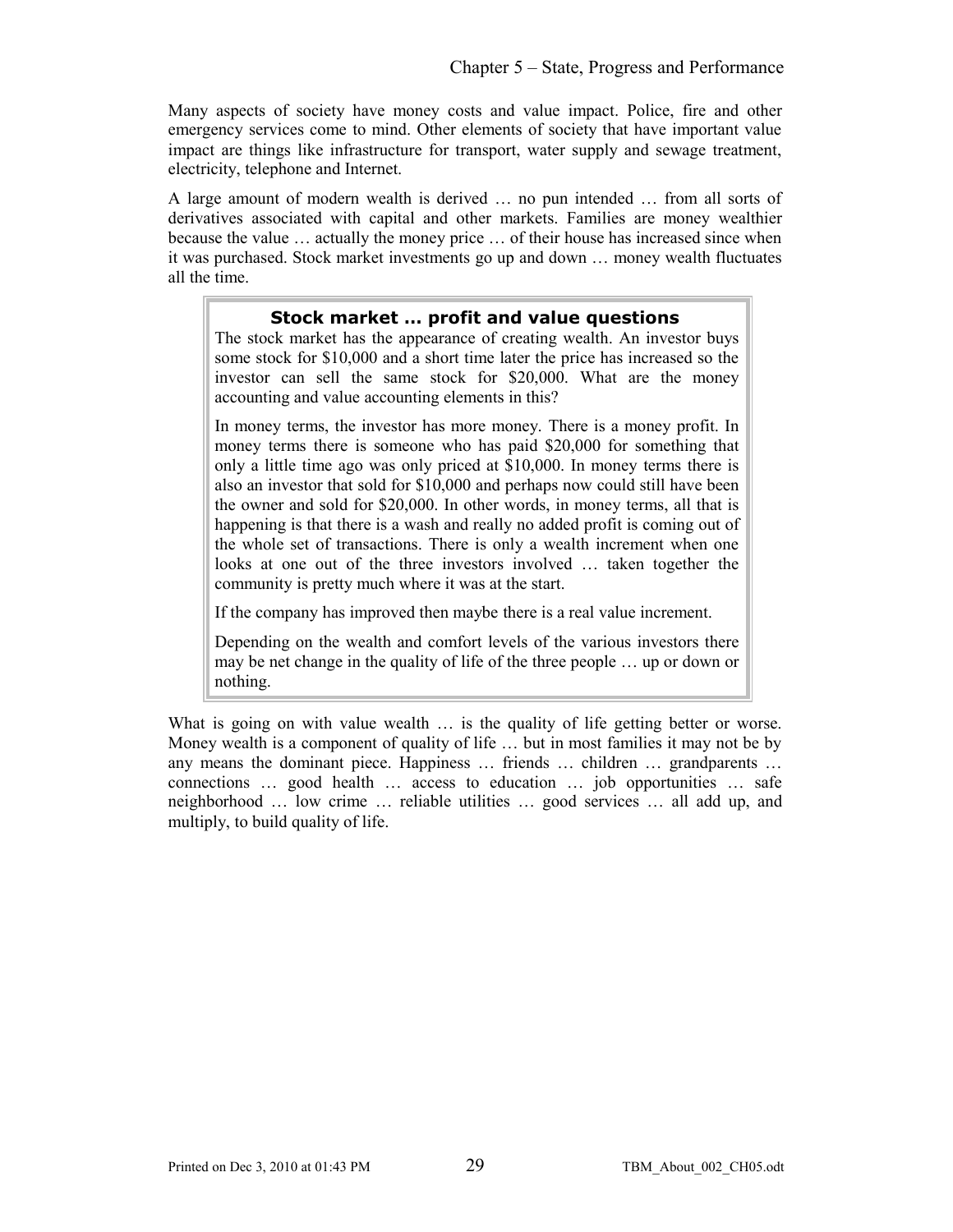Many aspects of society have money costs and value impact. Police, fire and other emergency services come to mind. Other elements of society that have important value impact are things like infrastructure for transport, water supply and sewage treatment, electricity, telephone and Internet.

A large amount of modern wealth is derived … no pun intended … from all sorts of derivatives associated with capital and other markets. Families are money wealthier because the value … actually the money price … of their house has increased since when it was purchased. Stock market investments go up and down … money wealth fluctuates all the time.

> ### Stock market … profit and value questions
>
> The stock market has the appearance of creating wealth. An investor buys some stock for $10,000 and a short time later the price has increased so the investor can sell the same stock for $20,000. What are the money accounting and value accounting elements in this?
>
> In money terms, the investor has more money. There is a money profit. In money terms there is someone who has paid $20,000 for something that only a little time ago was only priced at $10,000. In money terms there is also an investor that sold for $10,000 and perhaps now could still have been the owner and sold for $20,000. In other words, in money terms, all that is happening is that there is a wash and really no added profit is coming out of the whole set of transactions. There is only a wealth increment when one looks at one out of the three investors involved … taken together the community is pretty much where it was at the start.
>
> If the company has improved then maybe there is a real value increment.
>
> Depending on the wealth and comfort levels of the various investors there may be net change in the quality of life of the three people … up or down or nothing.

What is going on with value wealth … is the quality of life getting better or worse. Money wealth is a component of quality of life … but in most families it may not be by any means the dominant piece. Happiness … friends … children … grandparents … connections … good health … access to education … job opportunities … safe neighborhood … low crime … reliable utilities … good services … all add up, and multiply, to build quality of life.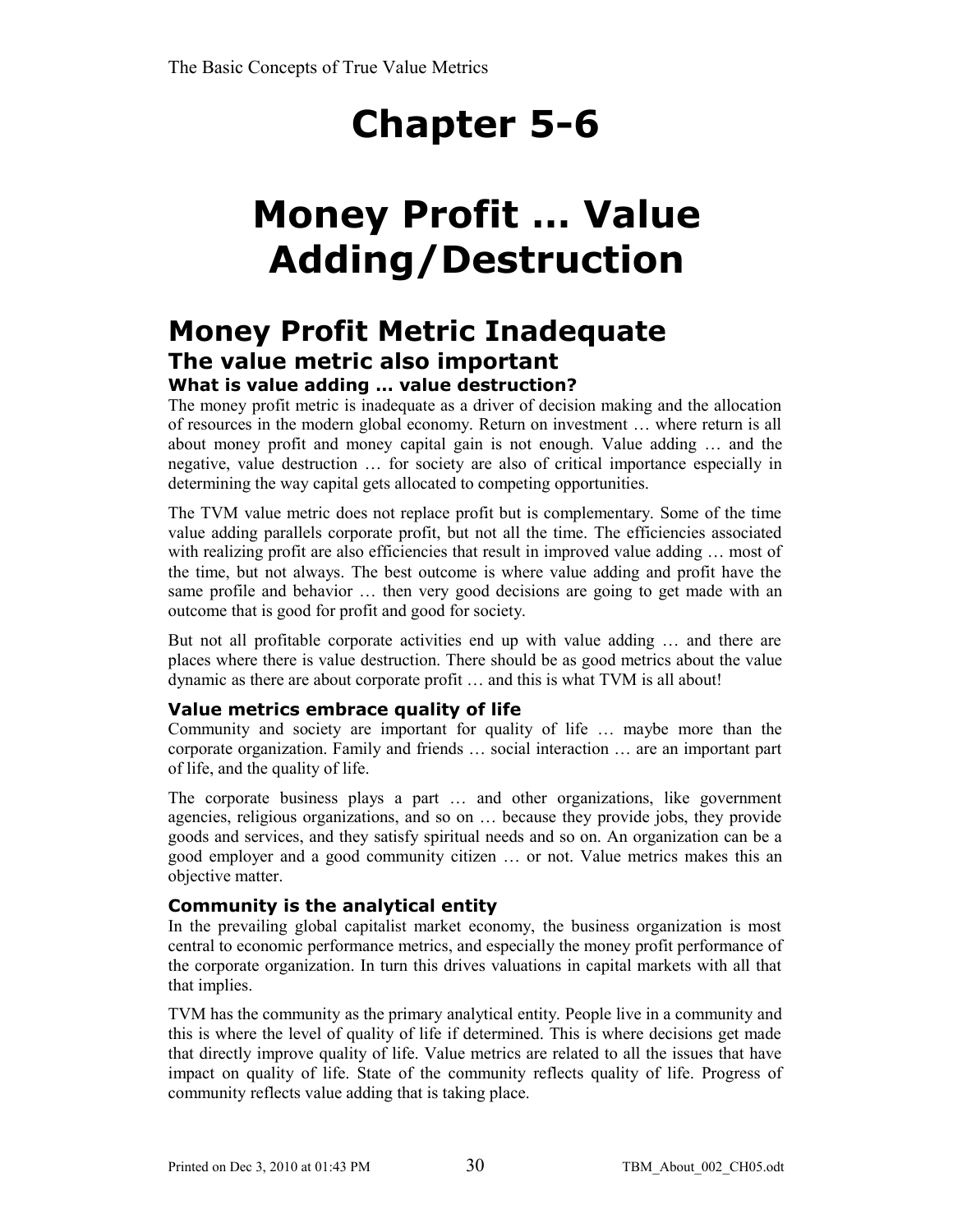# Chapter 5-6

# Money Profit … Value Adding/Destruction

## Money Profit Metric Inadequate

### The value metric also important

#### What is value adding … value destruction?

The money profit metric is inadequate as a driver of decision making and the allocation of resources in the modern global economy. Return on investment … where return is all about money profit and money capital gain is not enough. Value adding … and the negative, value destruction … for society are also of critical importance especially in determining the way capital gets allocated to competing opportunities.

The TVM value metric does not replace profit but is complementary. Some of the time value adding parallels corporate profit, but not all the time. The efficiencies associated with realizing profit are also efficiencies that result in improved value adding … most of the time, but not always. The best outcome is where value adding and profit have the same profile and behavior … then very good decisions are going to get made with an outcome that is good for profit and good for society.

But not all profitable corporate activities end up with value adding … and there are places where there is value destruction. There should be as good metrics about the value dynamic as there are about corporate profit … and this is what TVM is all about!

#### Value metrics embrace quality of life

Community and society are important for quality of life … maybe more than the corporate organization. Family and friends … social interaction … are an important part of life, and the quality of life.

The corporate business plays a part … and other organizations, like government agencies, religious organizations, and so on … because they provide jobs, they provide goods and services, and they satisfy spiritual needs and so on. An organization can be a good employer and a good community citizen … or not. Value metrics makes this an objective matter.

#### Community is the analytical entity

In the prevailing global capitalist market economy, the business organization is most central to economic performance metrics, and especially the money profit performance of the corporate organization. In turn this drives valuations in capital markets with all that that implies.

TVM has the community as the primary analytical entity. People live in a community and this is where the level of quality of life if determined. This is where decisions get made that directly improve quality of life. Value metrics are related to all the issues that have impact on quality of life. State of the community reflects quality of life. Progress of community reflects value adding that is taking place.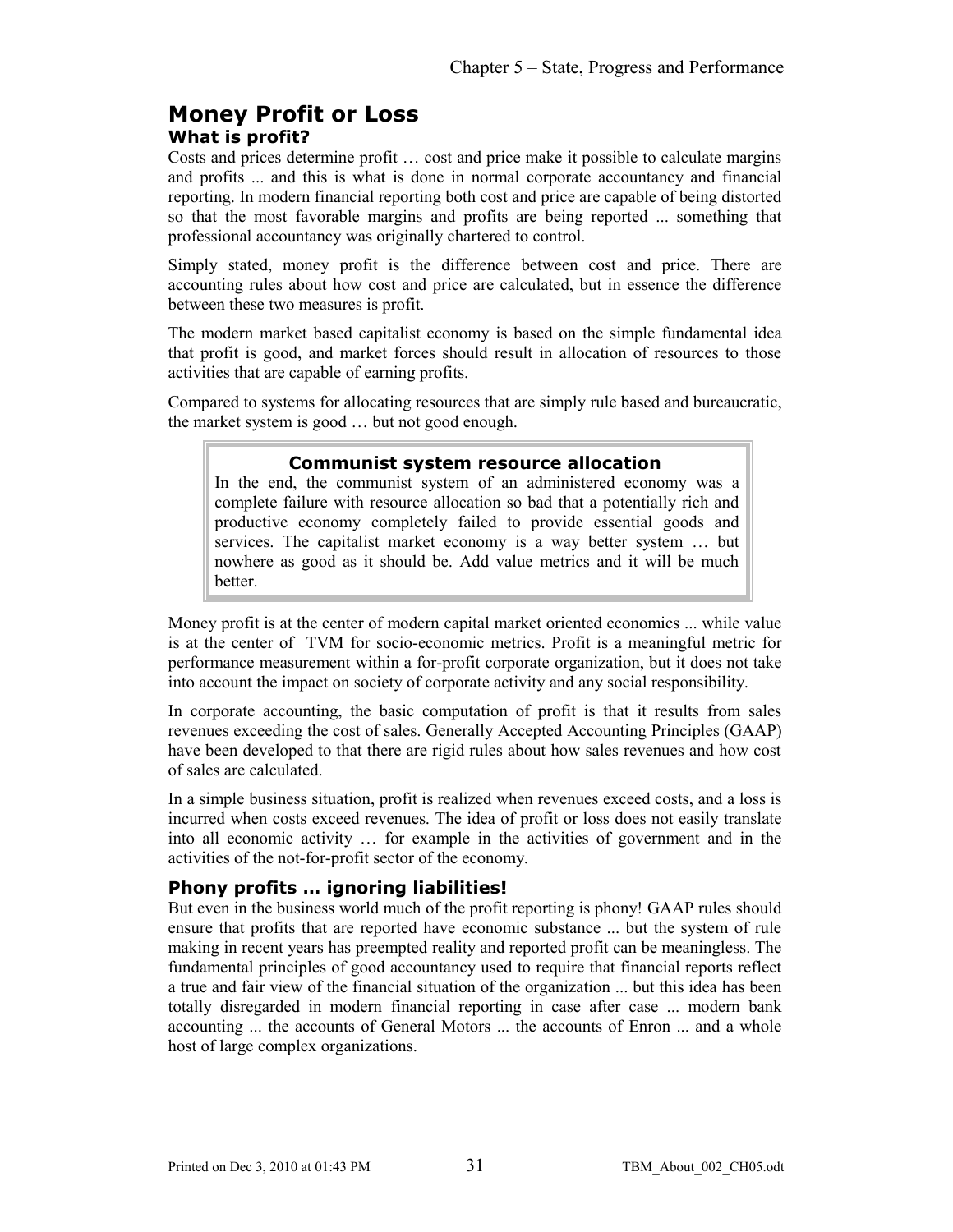## Money Profit or Loss

### What is profit?

Costs and prices determine profit … cost and price make it possible to calculate margins and profits ... and this is what is done in normal corporate accountancy and financial reporting. In modern financial reporting both cost and price are capable of being distorted so that the most favorable margins and profits are being reported ... something that professional accountancy was originally chartered to control.

Simply stated, money profit is the difference between cost and price. There are accounting rules about how cost and price are calculated, but in essence the difference between these two measures is profit.

The modern market based capitalist economy is based on the simple fundamental idea that profit is good, and market forces should result in allocation of resources to those activities that are capable of earning profits.

Compared to systems for allocating resources that are simply rule based and bureaucratic, the market system is good … but not good enough.

> **Communist system resource allocation**
>
> In the end, the communist system of an administered economy was a complete failure with resource allocation so bad that a potentially rich and productive economy completely failed to provide essential goods and services. The capitalist market economy is a way better system … but nowhere as good as it should be. Add value metrics and it will be much better.

Money profit is at the center of modern capital market oriented economics ... while value is at the center of TVM for socio-economic metrics. Profit is a meaningful metric for performance measurement within a for-profit corporate organization, but it does not take into account the impact on society of corporate activity and any social responsibility.

In corporate accounting, the basic computation of profit is that it results from sales revenues exceeding the cost of sales. Generally Accepted Accounting Principles (GAAP) have been developed to that there are rigid rules about how sales revenues and how cost of sales are calculated.

In a simple business situation, profit is realized when revenues exceed costs, and a loss is incurred when costs exceed revenues. The idea of profit or loss does not easily translate into all economic activity … for example in the activities of government and in the activities of the not-for-profit sector of the economy.

### Phony profits … ignoring liabilities!

But even in the business world much of the profit reporting is phony! GAAP rules should ensure that profits that are reported have economic substance ... but the system of rule making in recent years has preempted reality and reported profit can be meaningless. The fundamental principles of good accountancy used to require that financial reports reflect a true and fair view of the financial situation of the organization ... but this idea has been totally disregarded in modern financial reporting in case after case ... modern bank accounting ... the accounts of General Motors ... the accounts of Enron ... and a whole host of large complex organizations.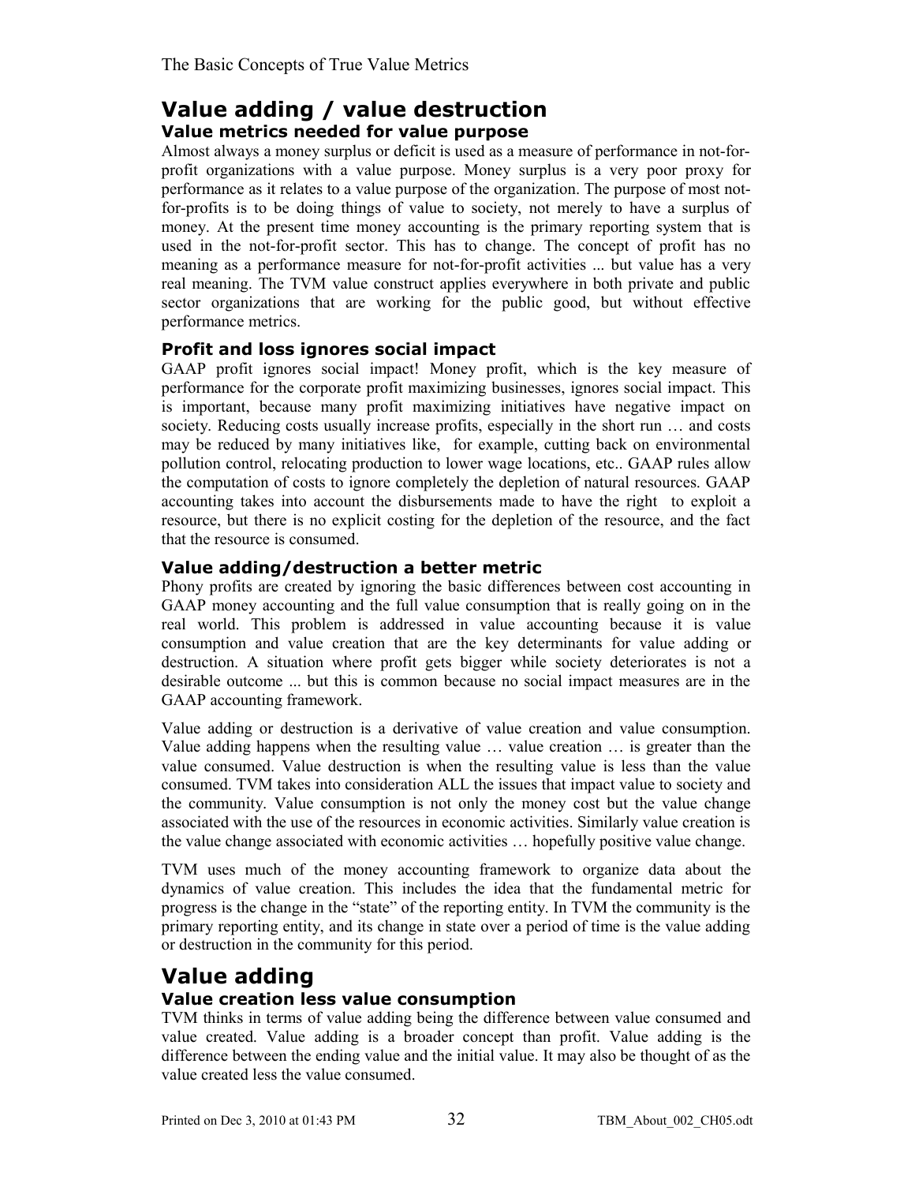# Value adding / value destruction

## Value metrics needed for value purpose

Almost always a money surplus or deficit is used as a measure of performance in not-for-profit organizations with a value purpose. Money surplus is a very poor proxy for performance as it relates to a value purpose of the organization. The purpose of most not-for-profits is to be doing things of value to society, not merely to have a surplus of money. At the present time money accounting is the primary reporting system that is used in the not-for-profit sector. This has to change. The concept of profit has no meaning as a performance measure for not-for-profit activities ... but value has a very real meaning. The TVM value construct applies everywhere in both private and public sector organizations that are working for the public good, but without effective performance metrics.

## Profit and loss ignores social impact

GAAP profit ignores social impact! Money profit, which is the key measure of performance for the corporate profit maximizing businesses, ignores social impact. This is important, because many profit maximizing initiatives have negative impact on society. Reducing costs usually increase profits, especially in the short run … and costs may be reduced by many initiatives like, for example, cutting back on environmental pollution control, relocating production to lower wage locations, etc.. GAAP rules allow the computation of costs to ignore completely the depletion of natural resources. GAAP accounting takes into account the disbursements made to have the right to exploit a resource, but there is no explicit costing for the depletion of the resource, and the fact that the resource is consumed.

## Value adding/destruction a better metric

Phony profits are created by ignoring the basic differences between cost accounting in GAAP money accounting and the full value consumption that is really going on in the real world. This problem is addressed in value accounting because it is value consumption and value creation that are the key determinants for value adding or destruction. A situation where profit gets bigger while society deteriorates is not a desirable outcome ... but this is common because no social impact measures are in the GAAP accounting framework.

Value adding or destruction is a derivative of value creation and value consumption. Value adding happens when the resulting value … value creation … is greater than the value consumed. Value destruction is when the resulting value is less than the value consumed. TVM takes into consideration ALL the issues that impact value to society and the community. Value consumption is not only the money cost but the value change associated with the use of the resources in economic activities. Similarly value creation is the value change associated with economic activities … hopefully positive value change.

TVM uses much of the money accounting framework to organize data about the dynamics of value creation. This includes the idea that the fundamental metric for progress is the change in the "state" of the reporting entity. In TVM the community is the primary reporting entity, and its change in state over a period of time is the value adding or destruction in the community for this period.

# Value adding

## Value creation less value consumption

TVM thinks in terms of value adding being the difference between value consumed and value created. Value adding is a broader concept than profit. Value adding is the difference between the ending value and the initial value. It may also be thought of as the value created less the value consumed.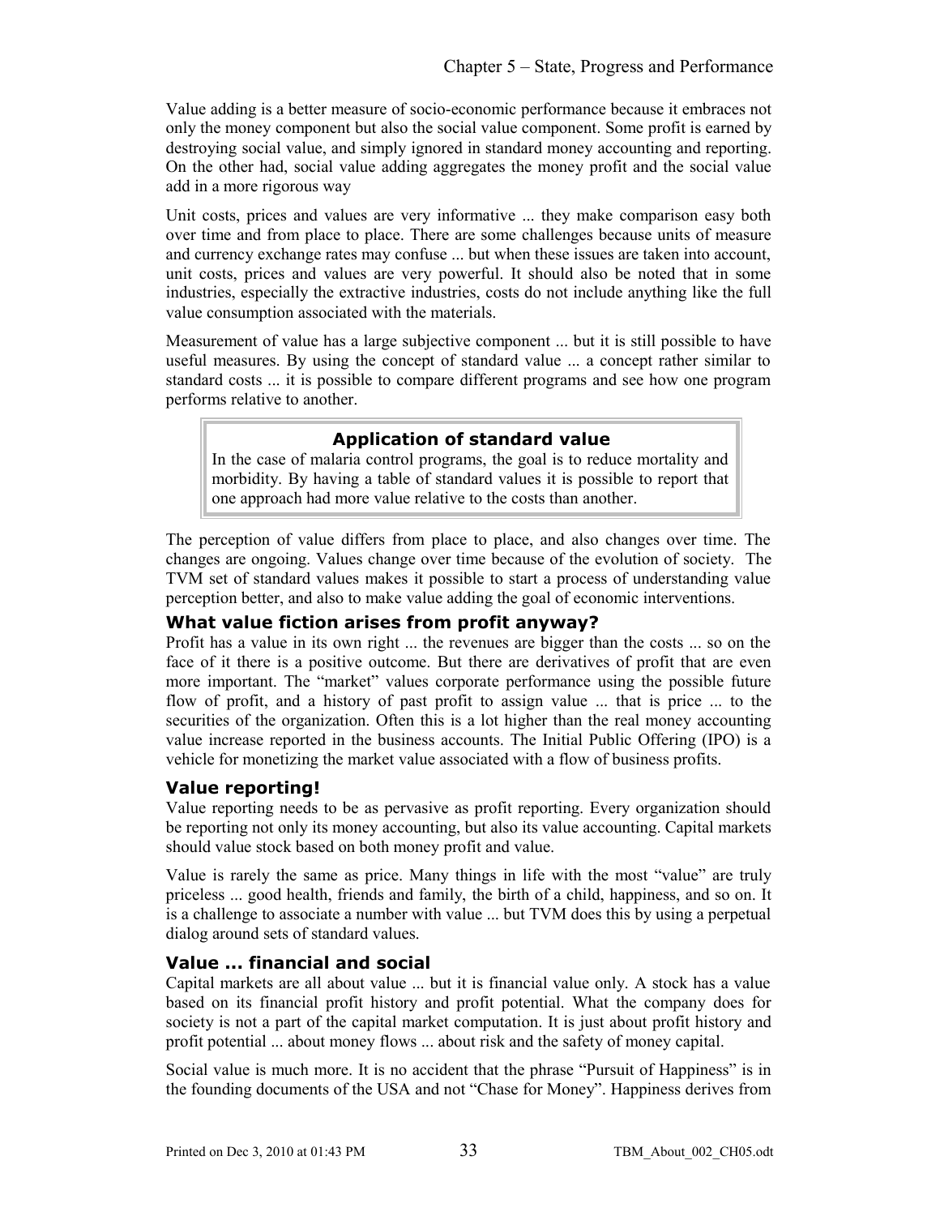Value adding is a better measure of socio-economic performance because it embraces not only the money component but also the social value component. Some profit is earned by destroying social value, and simply ignored in standard money accounting and reporting. On the other had, social value adding aggregates the money profit and the social value add in a more rigorous way

Unit costs, prices and values are very informative ... they make comparison easy both over time and from place to place. There are some challenges because units of measure and currency exchange rates may confuse ... but when these issues are taken into account, unit costs, prices and values are very powerful. It should also be noted that in some industries, especially the extractive industries, costs do not include anything like the full value consumption associated with the materials.

Measurement of value has a large subjective component ... but it is still possible to have useful measures. By using the concept of standard value ... a concept rather similar to standard costs ... it is possible to compare different programs and see how one program performs relative to another.

> **Application of standard value**
>
> In the case of malaria control programs, the goal is to reduce mortality and morbidity. By having a table of standard values it is possible to report that one approach had more value relative to the costs than another.

The perception of value differs from place to place, and also changes over time. The changes are ongoing. Values change over time because of the evolution of society. The TVM set of standard values makes it possible to start a process of understanding value perception better, and also to make value adding the goal of economic interventions.

### What value fiction arises from profit anyway?

Profit has a value in its own right ... the revenues are bigger than the costs ... so on the face of it there is a positive outcome. But there are derivatives of profit that are even more important. The "market" values corporate performance using the possible future flow of profit, and a history of past profit to assign value ... that is price ... to the securities of the organization. Often this is a lot higher than the real money accounting value increase reported in the business accounts. The Initial Public Offering (IPO) is a vehicle for monetizing the market value associated with a flow of business profits.

### Value reporting!

Value reporting needs to be as pervasive as profit reporting. Every organization should be reporting not only its money accounting, but also its value accounting. Capital markets should value stock based on both money profit and value.

Value is rarely the same as price. Many things in life with the most "value" are truly priceless ... good health, friends and family, the birth of a child, happiness, and so on. It is a challenge to associate a number with value ... but TVM does this by using a perpetual dialog around sets of standard values.

### Value ... financial and social

Capital markets are all about value ... but it is financial value only. A stock has a value based on its financial profit history and profit potential. What the company does for society is not a part of the capital market computation. It is just about profit history and profit potential ... about money flows ... about risk and the safety of money capital.

Social value is much more. It is no accident that the phrase "Pursuit of Happiness" is in the founding documents of the USA and not "Chase for Money". Happiness derives from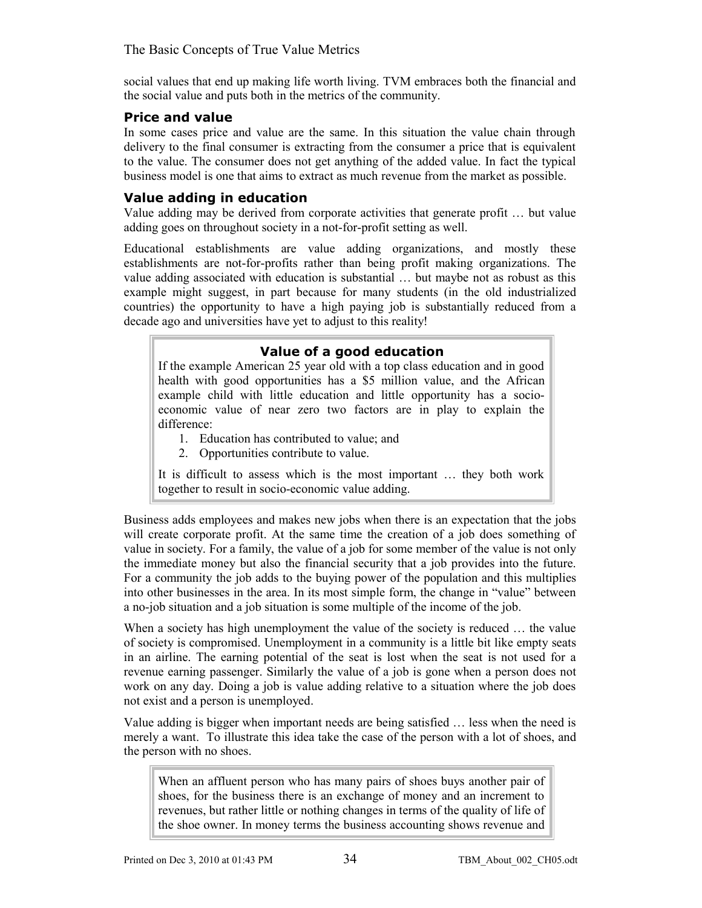social values that end up making life worth living. TVM embraces both the financial and the social value and puts both in the metrics of the community.

### Price and value

In some cases price and value are the same. In this situation the value chain through delivery to the final consumer is extracting from the consumer a price that is equivalent to the value. The consumer does not get anything of the added value. In fact the typical business model is one that aims to extract as much revenue from the market as possible.

### Value adding in education

Value adding may be derived from corporate activities that generate profit … but value adding goes on throughout society in a not-for-profit setting as well.

Educational establishments are value adding organizations, and mostly these establishments are not-for-profits rather than being profit making organizations. The value adding associated with education is substantial … but maybe not as robust as this example might suggest, in part because for many students (in the old industrialized countries) the opportunity to have a high paying job is substantially reduced from a decade ago and universities have yet to adjust to this reality!

> **Value of a good education**
>
> If the example American 25 year old with a top class education and in good health with good opportunities has a $5 million value, and the African example child with little education and little opportunity has a socio-economic value of near zero two factors are in play to explain the difference:
>
> 1. Education has contributed to value; and
> 2. Opportunities contribute to value.
>
> It is difficult to assess which is the most important … they both work together to result in socio-economic value adding.

Business adds employees and makes new jobs when there is an expectation that the jobs will create corporate profit. At the same time the creation of a job does something of value in society. For a family, the value of a job for some member of the value is not only the immediate money but also the financial security that a job provides into the future. For a community the job adds to the buying power of the population and this multiplies into other businesses in the area. In its most simple form, the change in "value" between a no-job situation and a job situation is some multiple of the income of the job.

When a society has high unemployment the value of the society is reduced … the value of society is compromised. Unemployment in a community is a little bit like empty seats in an airline. The earning potential of the seat is lost when the seat is not used for a revenue earning passenger. Similarly the value of a job is gone when a person does not work on any day. Doing a job is value adding relative to a situation where the job does not exist and a person is unemployed.

Value adding is bigger when important needs are being satisfied … less when the need is merely a want. To illustrate this idea take the case of the person with a lot of shoes, and the person with no shoes.

> When an affluent person who has many pairs of shoes buys another pair of shoes, for the business there is an exchange of money and an increment to revenues, but rather little or nothing changes in terms of the quality of life of the shoe owner. In money terms the business accounting shows revenue and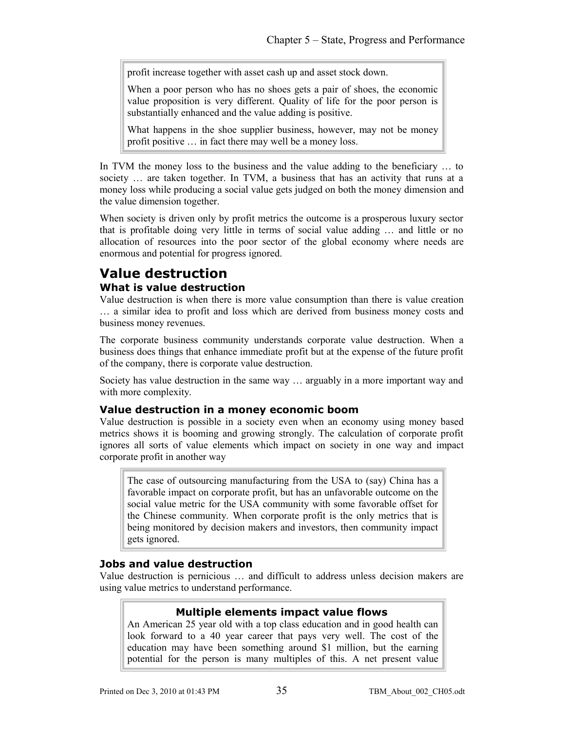> profit increase together with asset cash up and asset stock down.
>
> When a poor person who has no shoes gets a pair of shoes, the economic value proposition is very different. Quality of life for the poor person is substantially enhanced and the value adding is positive.
>
> What happens in the shoe supplier business, however, may not be money profit positive … in fact there may well be a money loss.

In TVM the money loss to the business and the value adding to the beneficiary … to society … are taken together. In TVM, a business that has an activity that runs at a money loss while producing a social value gets judged on both the money dimension and the value dimension together.

When society is driven only by profit metrics the outcome is a prosperous luxury sector that is profitable doing very little in terms of social value adding … and little or no allocation of resources into the poor sector of the global economy where needs are enormous and potential for progress ignored.

# Value destruction

## What is value destruction

Value destruction is when there is more value consumption than there is value creation … a similar idea to profit and loss which are derived from business money costs and business money revenues.

The corporate business community understands corporate value destruction. When a business does things that enhance immediate profit but at the expense of the future profit of the company, there is corporate value destruction.

Society has value destruction in the same way … arguably in a more important way and with more complexity.

## Value destruction in a money economic boom

Value destruction is possible in a society even when an economy using money based metrics shows it is booming and growing strongly. The calculation of corporate profit ignores all sorts of value elements which impact on society in one way and impact corporate profit in another way

> The case of outsourcing manufacturing from the USA to (say) China has a favorable impact on corporate profit, but has an unfavorable outcome on the social value metric for the USA community with some favorable offset for the Chinese community. When corporate profit is the only metrics that is being monitored by decision makers and investors, then community impact gets ignored.

## Jobs and value destruction

Value destruction is pernicious … and difficult to address unless decision makers are using value metrics to understand performance.

> **Multiple elements impact value flows**
>
> An American 25 year old with a top class education and in good health can look forward to a 40 year career that pays very well. The cost of the education may have been something around \$1 million, but the earning potential for the person is many multiples of this. A net present value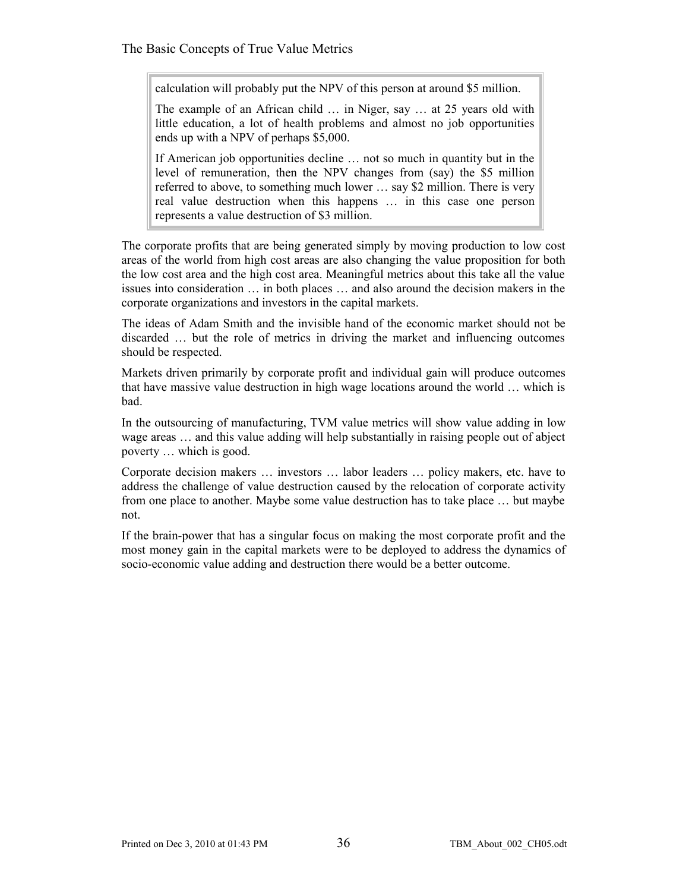> calculation will probably put the NPV of this person at around $5 million.
>
> The example of an African child … in Niger, say … at 25 years old with little education, a lot of health problems and almost no job opportunities ends up with a NPV of perhaps $5,000.
>
> If American job opportunities decline … not so much in quantity but in the level of remuneration, then the NPV changes from (say) the $5 million referred to above, to something much lower … say $2 million. There is very real value destruction when this happens … in this case one person represents a value destruction of $3 million.

The corporate profits that are being generated simply by moving production to low cost areas of the world from high cost areas are also changing the value proposition for both the low cost area and the high cost area. Meaningful metrics about this take all the value issues into consideration … in both places … and also around the decision makers in the corporate organizations and investors in the capital markets.

The ideas of Adam Smith and the invisible hand of the economic market should not be discarded … but the role of metrics in driving the market and influencing outcomes should be respected.

Markets driven primarily by corporate profit and individual gain will produce outcomes that have massive value destruction in high wage locations around the world … which is bad.

In the outsourcing of manufacturing, TVM value metrics will show value adding in low wage areas … and this value adding will help substantially in raising people out of abject poverty … which is good.

Corporate decision makers … investors … labor leaders … policy makers, etc. have to address the challenge of value destruction caused by the relocation of corporate activity from one place to another. Maybe some value destruction has to take place … but maybe not.

If the brain-power that has a singular focus on making the most corporate profit and the most money gain in the capital markets were to be deployed to address the dynamics of socio-economic value adding and destruction there would be a better outcome.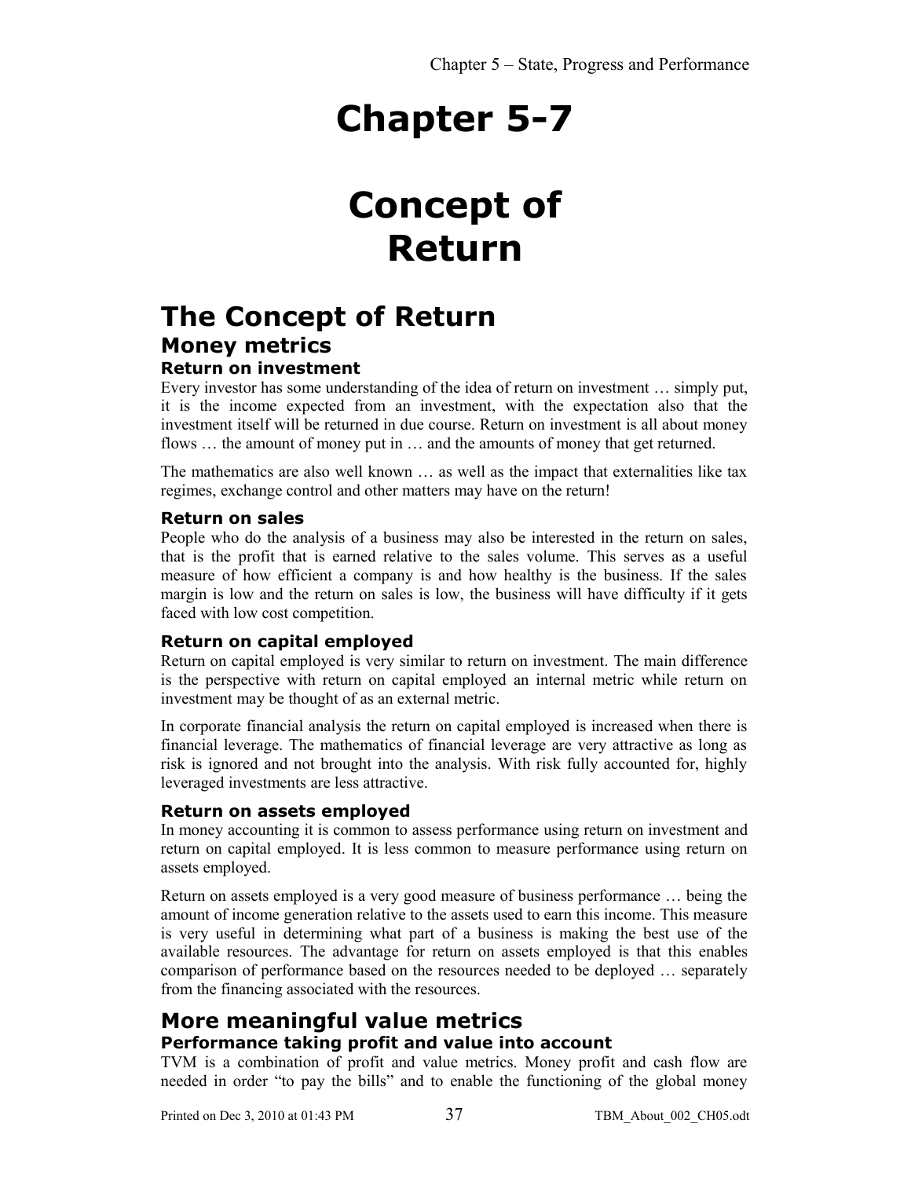# Chapter 5-7

# Concept of Return

## The Concept of Return

### Money metrics

#### Return on investment

Every investor has some understanding of the idea of return on investment … simply put, it is the income expected from an investment, with the expectation also that the investment itself will be returned in due course. Return on investment is all about money flows … the amount of money put in … and the amounts of money that get returned.

The mathematics are also well known … as well as the impact that externalities like tax regimes, exchange control and other matters may have on the return!

#### Return on sales

People who do the analysis of a business may also be interested in the return on sales, that is the profit that is earned relative to the sales volume. This serves as a useful measure of how efficient a company is and how healthy is the business. If the sales margin is low and the return on sales is low, the business will have difficulty if it gets faced with low cost competition.

#### Return on capital employed

Return on capital employed is very similar to return on investment. The main difference is the perspective with return on capital employed an internal metric while return on investment may be thought of as an external metric.

In corporate financial analysis the return on capital employed is increased when there is financial leverage. The mathematics of financial leverage are very attractive as long as risk is ignored and not brought into the analysis. With risk fully accounted for, highly leveraged investments are less attractive.

#### Return on assets employed

In money accounting it is common to assess performance using return on investment and return on capital employed. It is less common to measure performance using return on assets employed.

Return on assets employed is a very good measure of business performance … being the amount of income generation relative to the assets used to earn this income. This measure is very useful in determining what part of a business is making the best use of the available resources. The advantage for return on assets employed is that this enables comparison of performance based on the resources needed to be deployed … separately from the financing associated with the resources.

### More meaningful value metrics

#### Performance taking profit and value into account

TVM is a combination of profit and value metrics. Money profit and cash flow are needed in order "to pay the bills" and to enable the functioning of the global money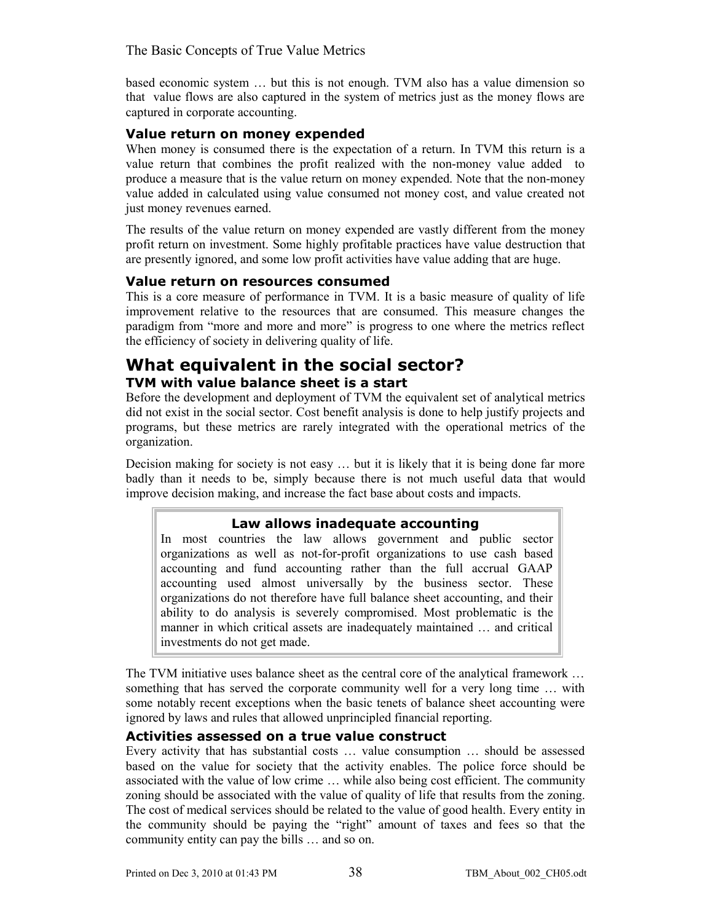based economic system … but this is not enough. TVM also has a value dimension so that value flows are also captured in the system of metrics just as the money flows are captured in corporate accounting.

### Value return on money expended

When money is consumed there is the expectation of a return. In TVM this return is a value return that combines the profit realized with the non-money value added to produce a measure that is the value return on money expended. Note that the non-money value added in calculated using value consumed not money cost, and value created not just money revenues earned.

The results of the value return on money expended are vastly different from the money profit return on investment. Some highly profitable practices have value destruction that are presently ignored, and some low profit activities have value adding that are huge.

### Value return on resources consumed

This is a core measure of performance in TVM. It is a basic measure of quality of life improvement relative to the resources that are consumed. This measure changes the paradigm from "more and more and more" is progress to one where the metrics reflect the efficiency of society in delivering quality of life.

## What equivalent in the social sector?

### TVM with value balance sheet is a start

Before the development and deployment of TVM the equivalent set of analytical metrics did not exist in the social sector. Cost benefit analysis is done to help justify projects and programs, but these metrics are rarely integrated with the operational metrics of the organization.

Decision making for society is not easy … but it is likely that it is being done far more badly than it needs to be, simply because there is not much useful data that would improve decision making, and increase the fact base about costs and impacts.

> **Law allows inadequate accounting**
>
> In most countries the law allows government and public sector organizations as well as not-for-profit organizations to use cash based accounting and fund accounting rather than the full accrual GAAP accounting used almost universally by the business sector. These organizations do not therefore have full balance sheet accounting, and their ability to do analysis is severely compromised. Most problematic is the manner in which critical assets are inadequately maintained … and critical investments do not get made.

The TVM initiative uses balance sheet as the central core of the analytical framework … something that has served the corporate community well for a very long time … with some notably recent exceptions when the basic tenets of balance sheet accounting were ignored by laws and rules that allowed unprincipled financial reporting.

### Activities assessed on a true value construct

Every activity that has substantial costs … value consumption … should be assessed based on the value for society that the activity enables. The police force should be associated with the value of low crime … while also being cost efficient. The community zoning should be associated with the value of quality of life that results from the zoning. The cost of medical services should be related to the value of good health. Every entity in the community should be paying the "right" amount of taxes and fees so that the community entity can pay the bills … and so on.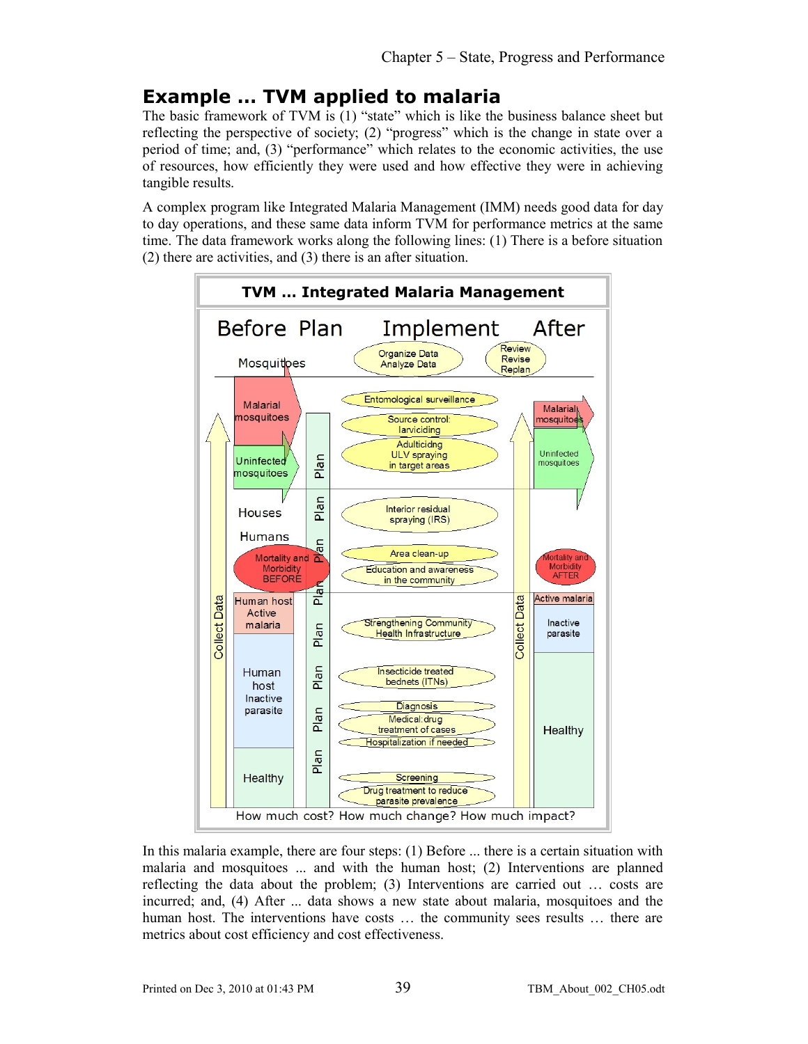## Example ... TVM applied to malaria

The basic framework of TVM is (1) "state" which is like the business balance sheet but reflecting the perspective of society; (2) "progress" which is the change in state over a period of time; and, (3) "performance" which relates to the economic activities, the use of resources, how efficiently they were used and how effective they were in achieving tangible results.

A complex program like Integrated Malaria Management (IMM) needs good data for day to day operations, and these same data inform TVM for performance metrics at the same time. The data framework works along the following lines: (1) There is a before situation (2) there are activities, and (3) there is an after situation.

**TVM ... Integrated Malaria Management**

Before | Plan | Implement | After

Organize Data / Analyze Data — Review / Revise / Replan

- Mosquitoes: Malarial mosquitoes; Uninfected mosquitoes
  - Entomological surveillance
  - Source control: larviciding
  - Adulticidng ULV spraying in target areas
- Houses
  - Interior residual spraying (IRS)
- Humans: Mortality and Morbidity BEFORE
  - Area clean-up
  - Education and awareness in the community
- Human host Active malaria; Human host Inactive parasite; Healthy
  - Strengthening Community Health Infrastructure
  - Insecticide treated bednets (ITNs)
  - Diagnosis
  - Medical:drug treatment of cases
  - Hospitalization if needed
  - Screening
  - Drug treatment to reduce parasite prevalence

After: Malarial mosquitoes; Uninfected mosquitoes; Mortality and Morbidity AFTER; Active malaria; Inactive parasite; Healthy

Collect Data — Plan — Collect Data

How much cost? How much change? How much impact?

In this malaria example, there are four steps: (1) Before ... there is a certain situation with malaria and mosquitoes ... and with the human host; (2) Interventions are planned reflecting the data about the problem; (3) Interventions are carried out … costs are incurred; and, (4) After ... data shows a new state about malaria, mosquitoes and the human host. The interventions have costs … the community sees results … there are metrics about cost efficiency and cost effectiveness.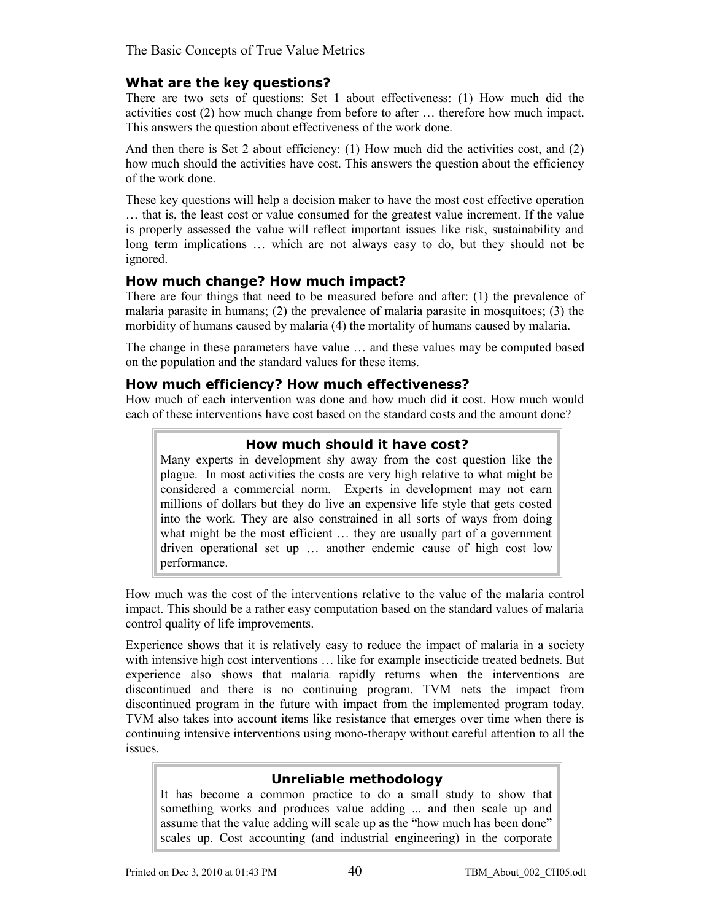### What are the key questions?

There are two sets of questions: Set 1 about effectiveness: (1) How much did the activities cost (2) how much change from before to after … therefore how much impact. This answers the question about effectiveness of the work done.

And then there is Set 2 about efficiency: (1) How much did the activities cost, and (2) how much should the activities have cost. This answers the question about the efficiency of the work done.

These key questions will help a decision maker to have the most cost effective operation … that is, the least cost or value consumed for the greatest value increment. If the value is properly assessed the value will reflect important issues like risk, sustainability and long term implications … which are not always easy to do, but they should not be ignored.

### How much change? How much impact?

There are four things that need to be measured before and after: (1) the prevalence of malaria parasite in humans; (2) the prevalence of malaria parasite in mosquitoes; (3) the morbidity of humans caused by malaria (4) the mortality of humans caused by malaria.

The change in these parameters have value … and these values may be computed based on the population and the standard values for these items.

### How much efficiency? How much effectiveness?

How much of each intervention was done and how much did it cost. How much would each of these interventions have cost based on the standard costs and the amount done?

> **How much should it have cost?**
>
> Many experts in development shy away from the cost question like the plague. In most activities the costs are very high relative to what might be considered a commercial norm. Experts in development may not earn millions of dollars but they do live an expensive life style that gets costed into the work. They are also constrained in all sorts of ways from doing what might be the most efficient … they are usually part of a government driven operational set up … another endemic cause of high cost low performance.

How much was the cost of the interventions relative to the value of the malaria control impact. This should be a rather easy computation based on the standard values of malaria control quality of life improvements.

Experience shows that it is relatively easy to reduce the impact of malaria in a society with intensive high cost interventions … like for example insecticide treated bednets. But experience also shows that malaria rapidly returns when the interventions are discontinued and there is no continuing program. TVM nets the impact from discontinued program in the future with impact from the implemented program today. TVM also takes into account items like resistance that emerges over time when there is continuing intensive interventions using mono-therapy without careful attention to all the issues.

> **Unreliable methodology**
>
> It has become a common practice to do a small study to show that something works and produces value adding ... and then scale up and assume that the value adding will scale up as the "how much has been done" scales up. Cost accounting (and industrial engineering) in the corporate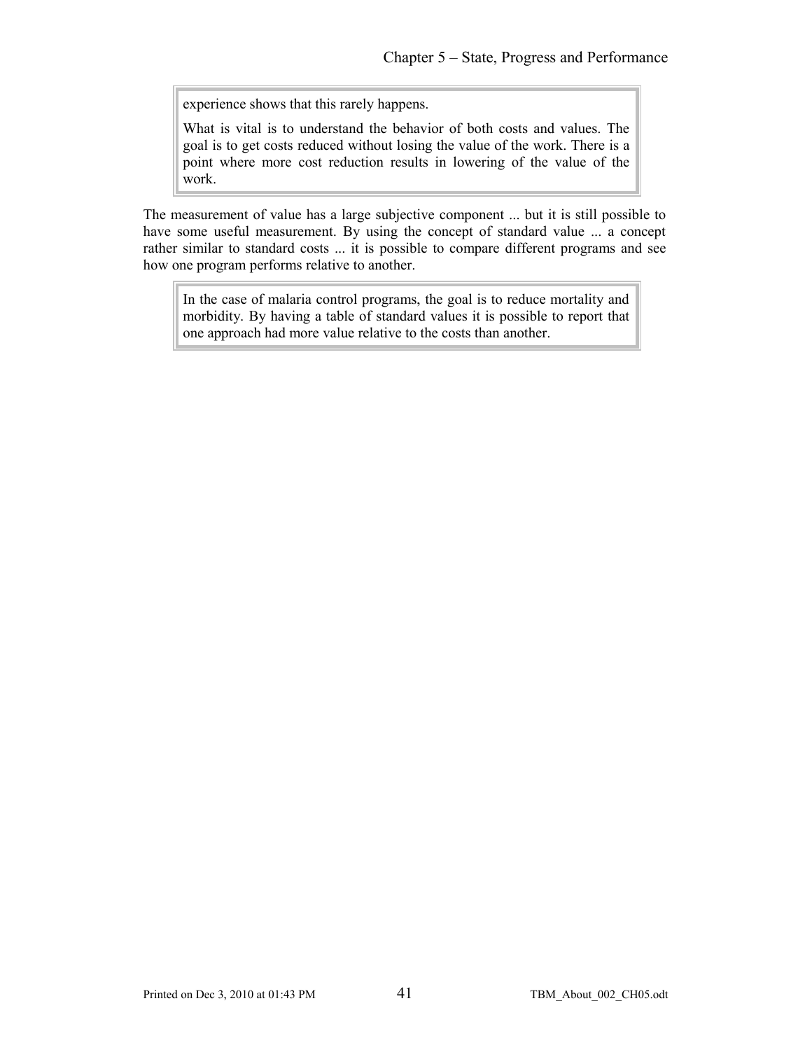> experience shows that this rarely happens.
>
> What is vital is to understand the behavior of both costs and values. The goal is to get costs reduced without losing the value of the work. There is a point where more cost reduction results in lowering of the value of the work.

The measurement of value has a large subjective component ... but it is still possible to have some useful measurement. By using the concept of standard value ... a concept rather similar to standard costs ... it is possible to compare different programs and see how one program performs relative to another.

> In the case of malaria control programs, the goal is to reduce mortality and morbidity. By having a table of standard values it is possible to report that one approach had more value relative to the costs than another.